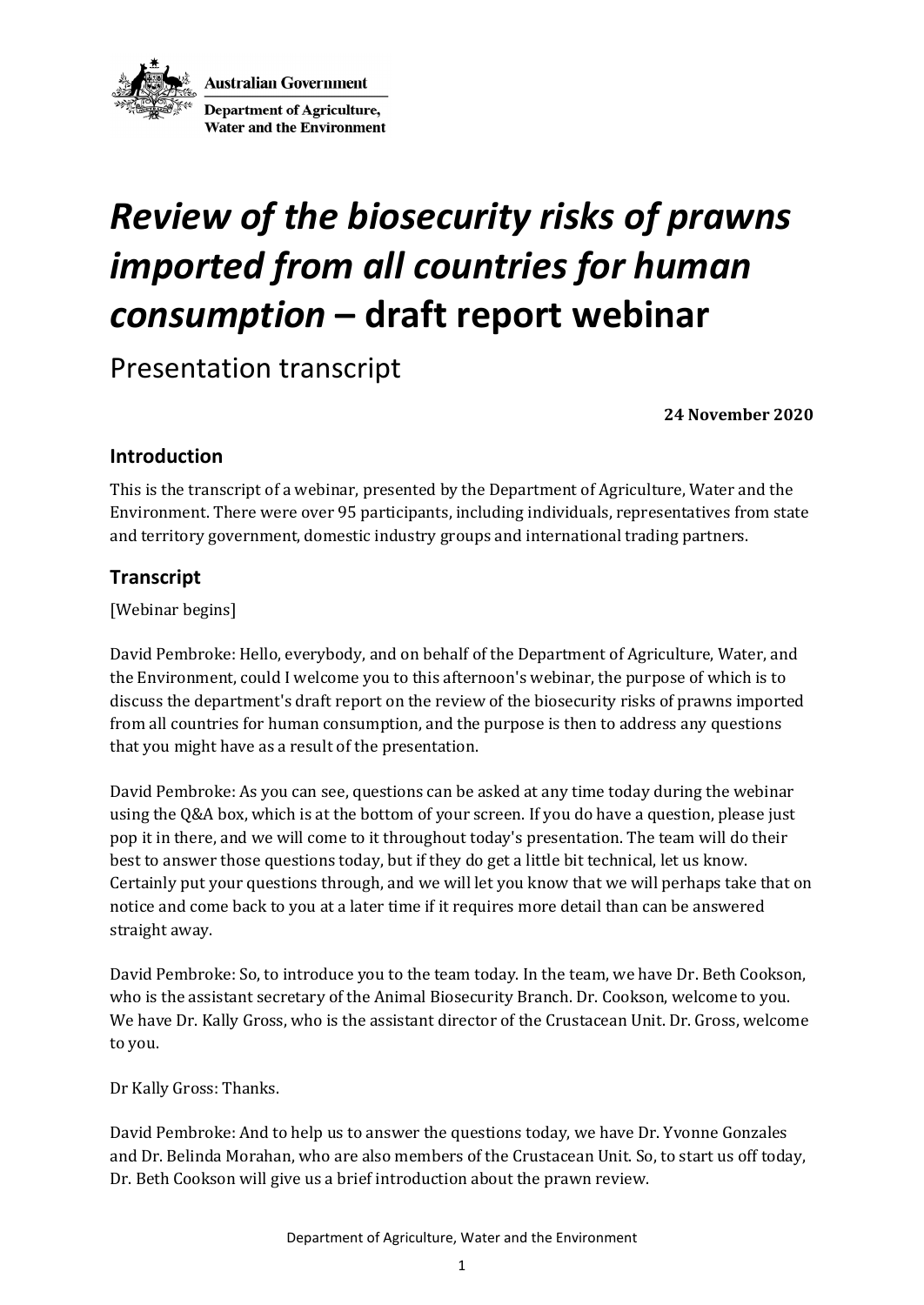Australian Government

Department of Agriculture, Water and the Environment

# *Review of the biosecurity risks of prawns imported from all countries for human consumption* – draft report webinar

Presentation transcript

**24 November 2020**

## Introduction

This is the transcript of a webinar, presented by the Department of Agriculture, Water and the Environment. There were over 95 participants, including individuals, representatives from state and territory government, domestic industry groups and international trading partners.

## Transcript

[Webinar begins]

David Pembroke: Hello, everybody, and on behalf of the Department of Agriculture, Water, and the Environment, could I welcome you to this afternoon's webinar, the purpose of which is to discuss the department's draft report on the review of the biosecurity risks of prawns imported from all countries for human consumption, and the purpose is then to address any questions that you might have as a result of the presentation.

David Pembroke: As you can see, questions can be asked at any time today during the webinar using the Q&A box, which is at the bottom of your screen. If you do have a question, please just pop it in there, and we will come to it throughout today's presentation. The team will do their best to answer those questions today, but if they do get a little bit technical, let us know. Certainly put your questions through, and we will let you know that we will perhaps take that on notice and come back to you at a later time if it requires more detail than can be answered straight away.

David Pembroke: So, to introduce you to the team today. In the team, we have Dr. Beth Cookson, who is the assistant secretary of the Animal Biosecurity Branch. Dr. Cookson, welcome to you. We have Dr. Kally Gross, who is the assistant director of the Crustacean Unit. Dr. Gross, welcome to you.

Dr Kally Gross: Thanks.

David Pembroke: And to help us to answer the questions today, we have Dr. Yvonne Gonzales and Dr. Belinda Morahan, who are also members of the Crustacean Unit. So, to start us off today, Dr. Beth Cookson will give us a brief introduction about the prawn review.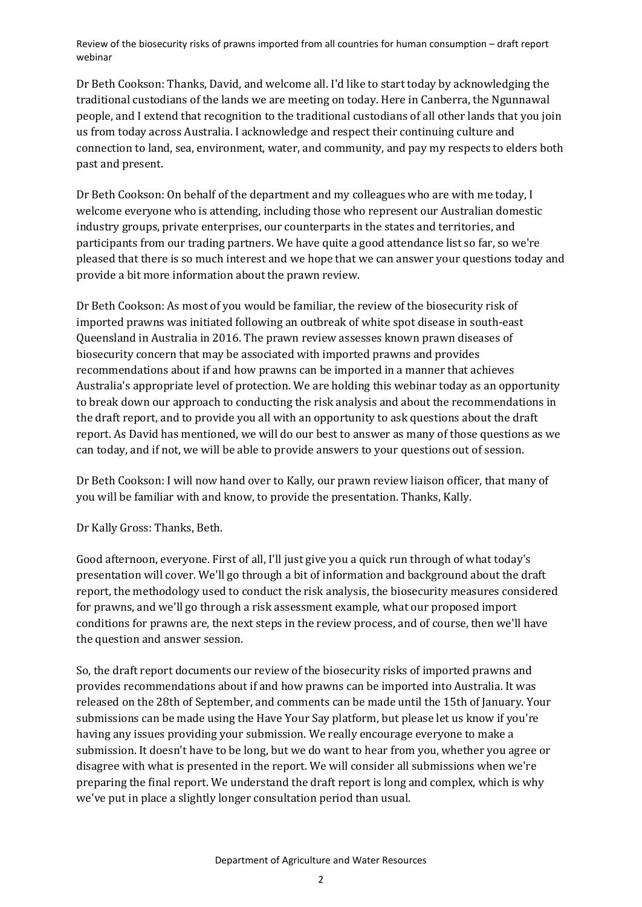Dr Beth Cookson: Thanks, David, and welcome all. I'd like to start today by acknowledging the traditional custodians of the lands we are meeting on today. Here in Canberra, the Ngunnawal people, and I extend that recognition to the traditional custodians of all other lands that you join us from today across Australia. I acknowledge and respect their continuing culture and connection to land, sea, environment, water, and community, and pay my respects to elders both past and present.

Dr Beth Cookson: On behalf of the department and my colleagues who are with me today, I welcome everyone who is attending, including those who represent our Australian domestic industry groups, private enterprises, our counterparts in the states and territories, and participants from our trading partners. We have quite a good attendance list so far, so we're pleased that there is so much interest and we hope that we can answer your questions today and provide a bit more information about the prawn review.

Dr Beth Cookson: As most of you would be familiar, the review of the biosecurity risk of imported prawns was initiated following an outbreak of white spot disease in south-east Queensland in Australia in 2016. The prawn review assesses known prawn diseases of biosecurity concern that may be associated with imported prawns and provides recommendations about if and how prawns can be imported in a manner that achieves Australia's appropriate level of protection. We are holding this webinar today as an opportunity to break down our approach to conducting the risk analysis and about the recommendations in the draft report, and to provide you all with an opportunity to ask questions about the draft report. As David has mentioned, we will do our best to answer as many of those questions as we can today, and if not, we will be able to provide answers to your questions out of session.

Dr Beth Cookson: I will now hand over to Kally, our prawn review liaison officer, that many of you will be familiar with and know, to provide the presentation. Thanks, Kally.

Dr Kally Gross: Thanks, Beth.

Good afternoon, everyone. First of all, I'll just give you a quick run through of what today's presentation will cover. We'll go through a bit of information and background about the draft report, the methodology used to conduct the risk analysis, the biosecurity measures considered for prawns, and we'll go through a risk assessment example, what our proposed import conditions for prawns are, the next steps in the review process, and of course, then we'll have the question and answer session.

So, the draft report documents our review of the biosecurity risks of imported prawns and provides recommendations about if and how prawns can be imported into Australia. It was released on the 28th of September, and comments can be made until the 15th of January. Your submissions can be made using the Have Your Say platform, but please let us know if you're having any issues providing your submission. We really encourage everyone to make a submission. It doesn't have to be long, but we do want to hear from you, whether you agree or disagree with what is presented in the report. We will consider all submissions when we're preparing the final report. We understand the draft report is long and complex, which is why we've put in place a slightly longer consultation period than usual.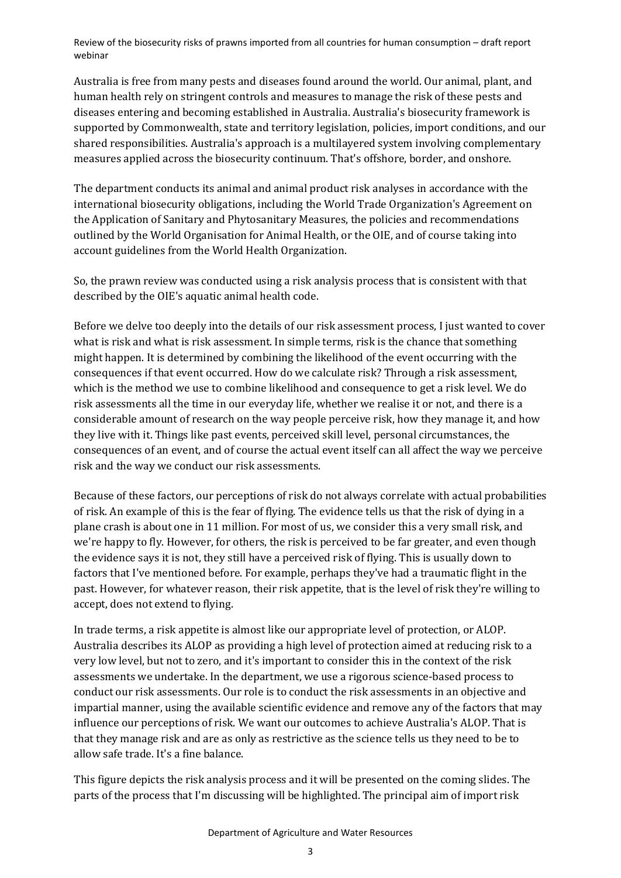Australia is free from many pests and diseases found around the world. Our animal, plant, and human health rely on stringent controls and measures to manage the risk of these pests and diseases entering and becoming established in Australia. Australia's biosecurity framework is supported by Commonwealth, state and territory legislation, policies, import conditions, and our shared responsibilities. Australia's approach is a multilayered system involving complementary measures applied across the biosecurity continuum. That's offshore, border, and onshore.

The department conducts its animal and animal product risk analyses in accordance with the international biosecurity obligations, including the World Trade Organization's Agreement on the Application of Sanitary and Phytosanitary Measures, the policies and recommendations outlined by the World Organisation for Animal Health, or the OIE, and of course taking into account guidelines from the World Health Organization.

So, the prawn review was conducted using a risk analysis process that is consistent with that described by the OIE's aquatic animal health code.

Before we delve too deeply into the details of our risk assessment process, I just wanted to cover what is risk and what is risk assessment. In simple terms, risk is the chance that something might happen. It is determined by combining the likelihood of the event occurring with the consequences if that event occurred. How do we calculate risk? Through a risk assessment, which is the method we use to combine likelihood and consequence to get a risk level. We do risk assessments all the time in our everyday life, whether we realise it or not, and there is a considerable amount of research on the way people perceive risk, how they manage it, and how they live with it. Things like past events, perceived skill level, personal circumstances, the consequences of an event, and of course the actual event itself can all affect the way we perceive risk and the way we conduct our risk assessments.

Because of these factors, our perceptions of risk do not always correlate with actual probabilities of risk. An example of this is the fear of flying. The evidence tells us that the risk of dying in a plane crash is about one in 11 million. For most of us, we consider this a very small risk, and we're happy to fly. However, for others, the risk is perceived to be far greater, and even though the evidence says it is not, they still have a perceived risk of flying. This is usually down to factors that I've mentioned before. For example, perhaps they've had a traumatic flight in the past. However, for whatever reason, their risk appetite, that is the level of risk they're willing to accept, does not extend to flying.

In trade terms, a risk appetite is almost like our appropriate level of protection, or ALOP. Australia describes its ALOP as providing a high level of protection aimed at reducing risk to a very low level, but not to zero, and it's important to consider this in the context of the risk assessments we undertake. In the department, we use a rigorous science-based process to conduct our risk assessments. Our role is to conduct the risk assessments in an objective and impartial manner, using the available scientific evidence and remove any of the factors that may influence our perceptions of risk. We want our outcomes to achieve Australia's ALOP. That is that they manage risk and are as only as restrictive as the science tells us they need to be to allow safe trade. It's a fine balance.

This figure depicts the risk analysis process and it will be presented on the coming slides. The parts of the process that I'm discussing will be highlighted. The principal aim of import risk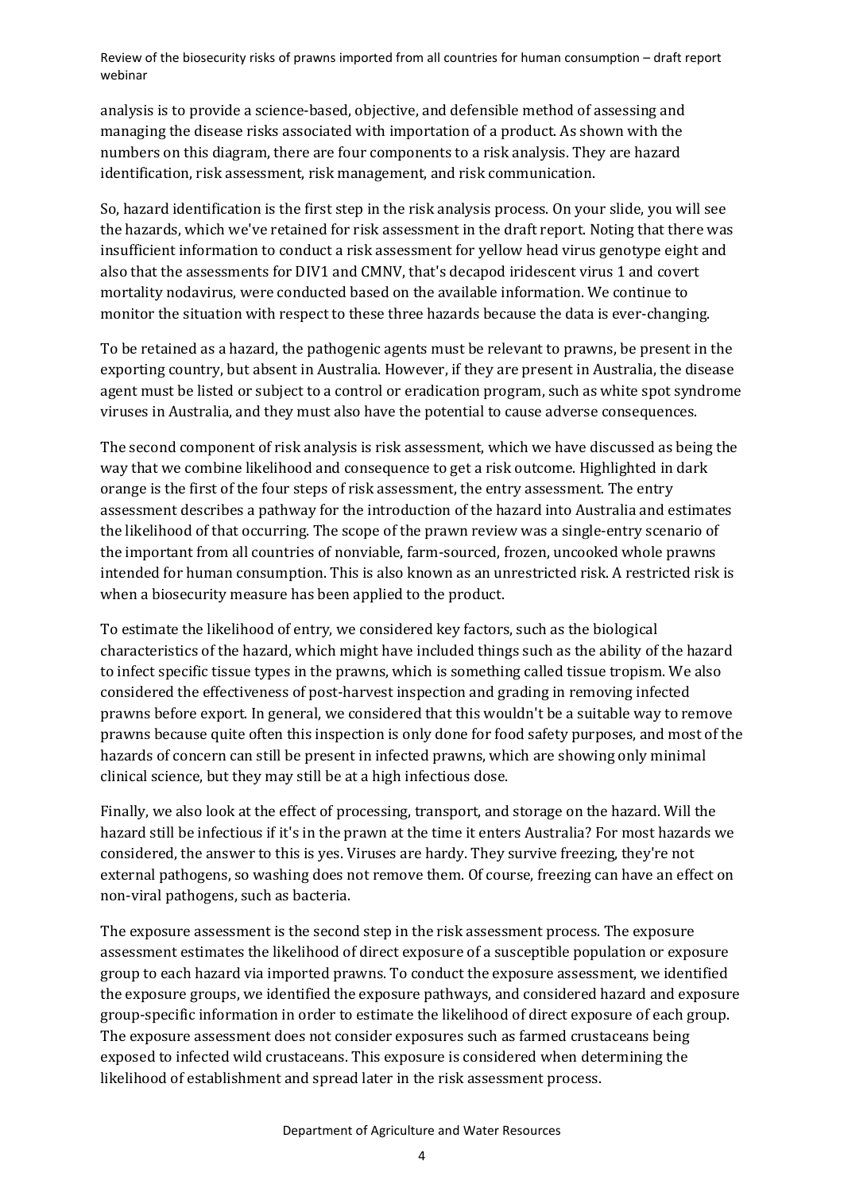analysis is to provide a science-based, objective, and defensible method of assessing and managing the disease risks associated with importation of a product. As shown with the numbers on this diagram, there are four components to a risk analysis. They are hazard identification, risk assessment, risk management, and risk communication.

So, hazard identification is the first step in the risk analysis process. On your slide, you will see the hazards, which we've retained for risk assessment in the draft report. Noting that there was insufficient information to conduct a risk assessment for yellow head virus genotype eight and also that the assessments for DIV1 and CMNV, that's decapod iridescent virus 1 and covert mortality nodavirus, were conducted based on the available information. We continue to monitor the situation with respect to these three hazards because the data is ever-changing.

To be retained as a hazard, the pathogenic agents must be relevant to prawns, be present in the exporting country, but absent in Australia. However, if they are present in Australia, the disease agent must be listed or subject to a control or eradication program, such as white spot syndrome viruses in Australia, and they must also have the potential to cause adverse consequences.

The second component of risk analysis is risk assessment, which we have discussed as being the way that we combine likelihood and consequence to get a risk outcome. Highlighted in dark orange is the first of the four steps of risk assessment, the entry assessment. The entry assessment describes a pathway for the introduction of the hazard into Australia and estimates the likelihood of that occurring. The scope of the prawn review was a single-entry scenario of the important from all countries of nonviable, farm-sourced, frozen, uncooked whole prawns intended for human consumption. This is also known as an unrestricted risk. A restricted risk is when a biosecurity measure has been applied to the product.

To estimate the likelihood of entry, we considered key factors, such as the biological characteristics of the hazard, which might have included things such as the ability of the hazard to infect specific tissue types in the prawns, which is something called tissue tropism. We also considered the effectiveness of post-harvest inspection and grading in removing infected prawns before export. In general, we considered that this wouldn't be a suitable way to remove prawns because quite often this inspection is only done for food safety purposes, and most of the hazards of concern can still be present in infected prawns, which are showing only minimal clinical science, but they may still be at a high infectious dose.

Finally, we also look at the effect of processing, transport, and storage on the hazard. Will the hazard still be infectious if it's in the prawn at the time it enters Australia? For most hazards we considered, the answer to this is yes. Viruses are hardy. They survive freezing, they're not external pathogens, so washing does not remove them. Of course, freezing can have an effect on non-viral pathogens, such as bacteria.

The exposure assessment is the second step in the risk assessment process. The exposure assessment estimates the likelihood of direct exposure of a susceptible population or exposure group to each hazard via imported prawns. To conduct the exposure assessment, we identified the exposure groups, we identified the exposure pathways, and considered hazard and exposure group-specific information in order to estimate the likelihood of direct exposure of each group. The exposure assessment does not consider exposures such as farmed crustaceans being exposed to infected wild crustaceans. This exposure is considered when determining the likelihood of establishment and spread later in the risk assessment process.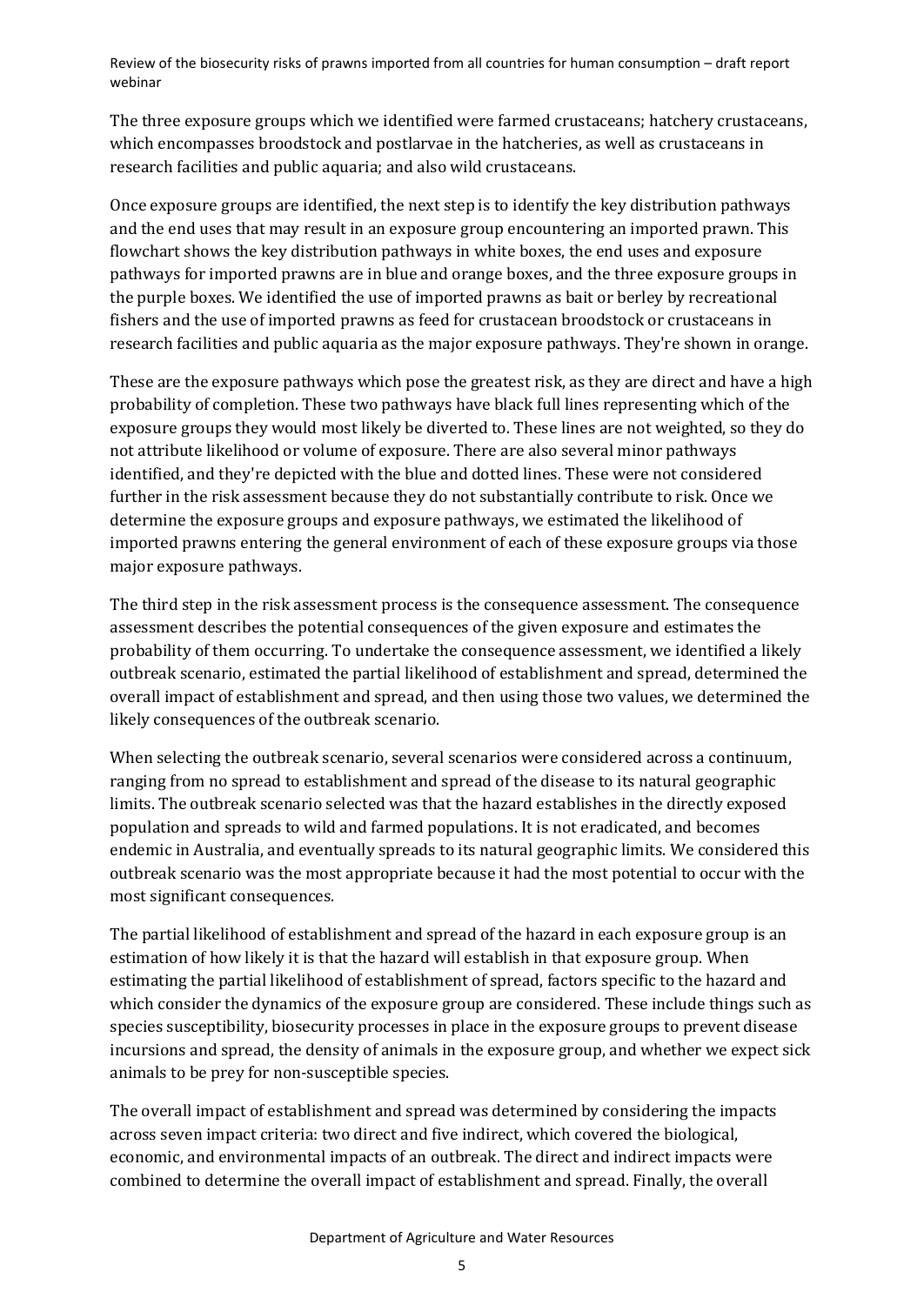The three exposure groups which we identified were farmed crustaceans; hatchery crustaceans, which encompasses broodstock and postlarvae in the hatcheries, as well as crustaceans in research facilities and public aquaria; and also wild crustaceans.

Once exposure groups are identified, the next step is to identify the key distribution pathways and the end uses that may result in an exposure group encountering an imported prawn. This flowchart shows the key distribution pathways in white boxes, the end uses and exposure pathways for imported prawns are in blue and orange boxes, and the three exposure groups in the purple boxes. We identified the use of imported prawns as bait or berley by recreational fishers and the use of imported prawns as feed for crustacean broodstock or crustaceans in research facilities and public aquaria as the major exposure pathways. They're shown in orange.

These are the exposure pathways which pose the greatest risk, as they are direct and have a high probability of completion. These two pathways have black full lines representing which of the exposure groups they would most likely be diverted to. These lines are not weighted, so they do not attribute likelihood or volume of exposure. There are also several minor pathways identified, and they're depicted with the blue and dotted lines. These were not considered further in the risk assessment because they do not substantially contribute to risk. Once we determine the exposure groups and exposure pathways, we estimated the likelihood of imported prawns entering the general environment of each of these exposure groups via those major exposure pathways.

The third step in the risk assessment process is the consequence assessment. The consequence assessment describes the potential consequences of the given exposure and estimates the probability of them occurring. To undertake the consequence assessment, we identified a likely outbreak scenario, estimated the partial likelihood of establishment and spread, determined the overall impact of establishment and spread, and then using those two values, we determined the likely consequences of the outbreak scenario.

When selecting the outbreak scenario, several scenarios were considered across a continuum, ranging from no spread to establishment and spread of the disease to its natural geographic limits. The outbreak scenario selected was that the hazard establishes in the directly exposed population and spreads to wild and farmed populations. It is not eradicated, and becomes endemic in Australia, and eventually spreads to its natural geographic limits. We considered this outbreak scenario was the most appropriate because it had the most potential to occur with the most significant consequences.

The partial likelihood of establishment and spread of the hazard in each exposure group is an estimation of how likely it is that the hazard will establish in that exposure group. When estimating the partial likelihood of establishment of spread, factors specific to the hazard and which consider the dynamics of the exposure group are considered. These include things such as species susceptibility, biosecurity processes in place in the exposure groups to prevent disease incursions and spread, the density of animals in the exposure group, and whether we expect sick animals to be prey for non-susceptible species.

The overall impact of establishment and spread was determined by considering the impacts across seven impact criteria: two direct and five indirect, which covered the biological, economic, and environmental impacts of an outbreak. The direct and indirect impacts were combined to determine the overall impact of establishment and spread. Finally, the overall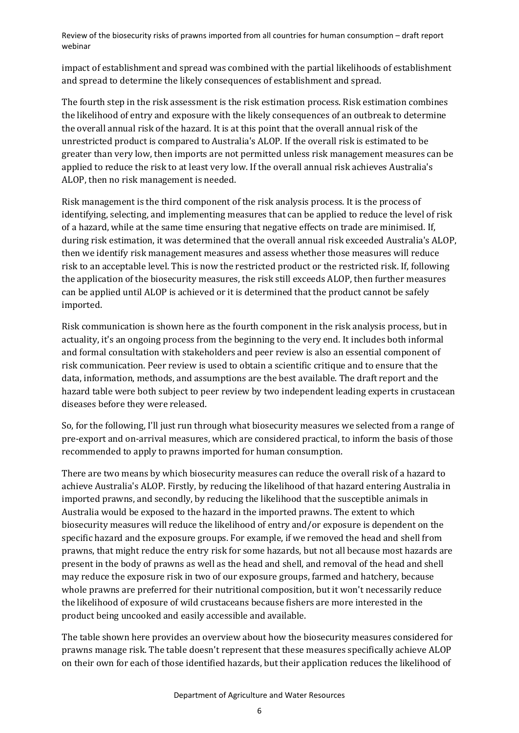impact of establishment and spread was combined with the partial likelihoods of establishment and spread to determine the likely consequences of establishment and spread.

The fourth step in the risk assessment is the risk estimation process. Risk estimation combines the likelihood of entry and exposure with the likely consequences of an outbreak to determine the overall annual risk of the hazard. It is at this point that the overall annual risk of the unrestricted product is compared to Australia's ALOP. If the overall risk is estimated to be greater than very low, then imports are not permitted unless risk management measures can be applied to reduce the risk to at least very low. If the overall annual risk achieves Australia's ALOP, then no risk management is needed.

Risk management is the third component of the risk analysis process. It is the process of identifying, selecting, and implementing measures that can be applied to reduce the level of risk of a hazard, while at the same time ensuring that negative effects on trade are minimised. If, during risk estimation, it was determined that the overall annual risk exceeded Australia's ALOP, then we identify risk management measures and assess whether those measures will reduce risk to an acceptable level. This is now the restricted product or the restricted risk. If, following the application of the biosecurity measures, the risk still exceeds ALOP, then further measures can be applied until ALOP is achieved or it is determined that the product cannot be safely imported.

Risk communication is shown here as the fourth component in the risk analysis process, but in actuality, it's an ongoing process from the beginning to the very end. It includes both informal and formal consultation with stakeholders and peer review is also an essential component of risk communication. Peer review is used to obtain a scientific critique and to ensure that the data, information, methods, and assumptions are the best available. The draft report and the hazard table were both subject to peer review by two independent leading experts in crustacean diseases before they were released.

So, for the following, I'll just run through what biosecurity measures we selected from a range of pre-export and on-arrival measures, which are considered practical, to inform the basis of those recommended to apply to prawns imported for human consumption.

There are two means by which biosecurity measures can reduce the overall risk of a hazard to achieve Australia's ALOP. Firstly, by reducing the likelihood of that hazard entering Australia in imported prawns, and secondly, by reducing the likelihood that the susceptible animals in Australia would be exposed to the hazard in the imported prawns. The extent to which biosecurity measures will reduce the likelihood of entry and/or exposure is dependent on the specific hazard and the exposure groups. For example, if we removed the head and shell from prawns, that might reduce the entry risk for some hazards, but not all because most hazards are present in the body of prawns as well as the head and shell, and removal of the head and shell may reduce the exposure risk in two of our exposure groups, farmed and hatchery, because whole prawns are preferred for their nutritional composition, but it won't necessarily reduce the likelihood of exposure of wild crustaceans because fishers are more interested in the product being uncooked and easily accessible and available.

The table shown here provides an overview about how the biosecurity measures considered for prawns manage risk. The table doesn't represent that these measures specifically achieve ALOP on their own for each of those identified hazards, but their application reduces the likelihood of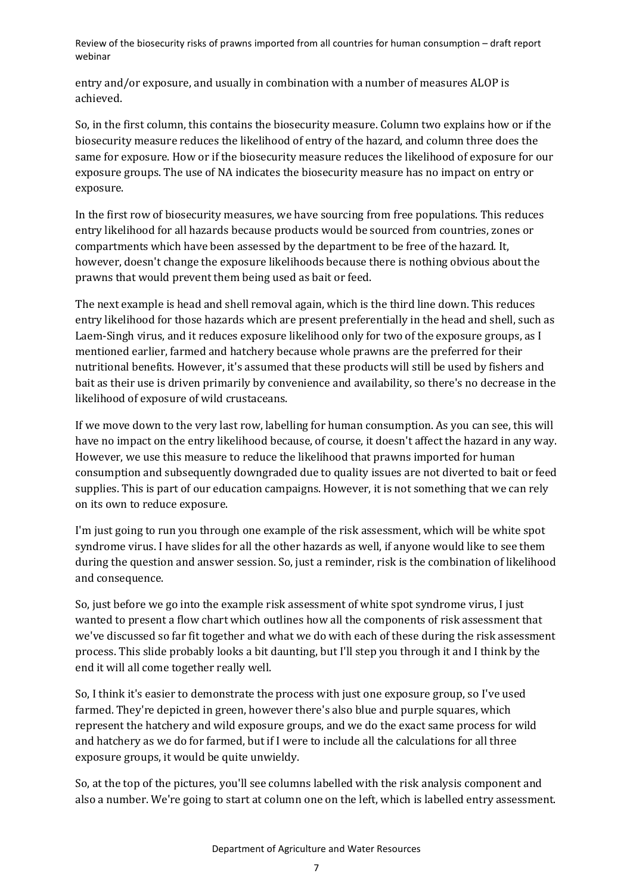entry and/or exposure, and usually in combination with a number of measures ALOP is achieved.

So, in the first column, this contains the biosecurity measure. Column two explains how or if the biosecurity measure reduces the likelihood of entry of the hazard, and column three does the same for exposure. How or if the biosecurity measure reduces the likelihood of exposure for our exposure groups. The use of NA indicates the biosecurity measure has no impact on entry or exposure.

In the first row of biosecurity measures, we have sourcing from free populations. This reduces entry likelihood for all hazards because products would be sourced from countries, zones or compartments which have been assessed by the department to be free of the hazard. It, however, doesn't change the exposure likelihoods because there is nothing obvious about the prawns that would prevent them being used as bait or feed.

The next example is head and shell removal again, which is the third line down. This reduces entry likelihood for those hazards which are present preferentially in the head and shell, such as Laem-Singh virus, and it reduces exposure likelihood only for two of the exposure groups, as I mentioned earlier, farmed and hatchery because whole prawns are the preferred for their nutritional benefits. However, it's assumed that these products will still be used by fishers and bait as their use is driven primarily by convenience and availability, so there's no decrease in the likelihood of exposure of wild crustaceans.

If we move down to the very last row, labelling for human consumption. As you can see, this will have no impact on the entry likelihood because, of course, it doesn't affect the hazard in any way. However, we use this measure to reduce the likelihood that prawns imported for human consumption and subsequently downgraded due to quality issues are not diverted to bait or feed supplies. This is part of our education campaigns. However, it is not something that we can rely on its own to reduce exposure.

I'm just going to run you through one example of the risk assessment, which will be white spot syndrome virus. I have slides for all the other hazards as well, if anyone would like to see them during the question and answer session. So, just a reminder, risk is the combination of likelihood and consequence.

So, just before we go into the example risk assessment of white spot syndrome virus, I just wanted to present a flow chart which outlines how all the components of risk assessment that we've discussed so far fit together and what we do with each of these during the risk assessment process. This slide probably looks a bit daunting, but I'll step you through it and I think by the end it will all come together really well.

So, I think it's easier to demonstrate the process with just one exposure group, so I've used farmed. They're depicted in green, however there's also blue and purple squares, which represent the hatchery and wild exposure groups, and we do the exact same process for wild and hatchery as we do for farmed, but if I were to include all the calculations for all three exposure groups, it would be quite unwieldy.

So, at the top of the pictures, you'll see columns labelled with the risk analysis component and also a number. We're going to start at column one on the left, which is labelled entry assessment.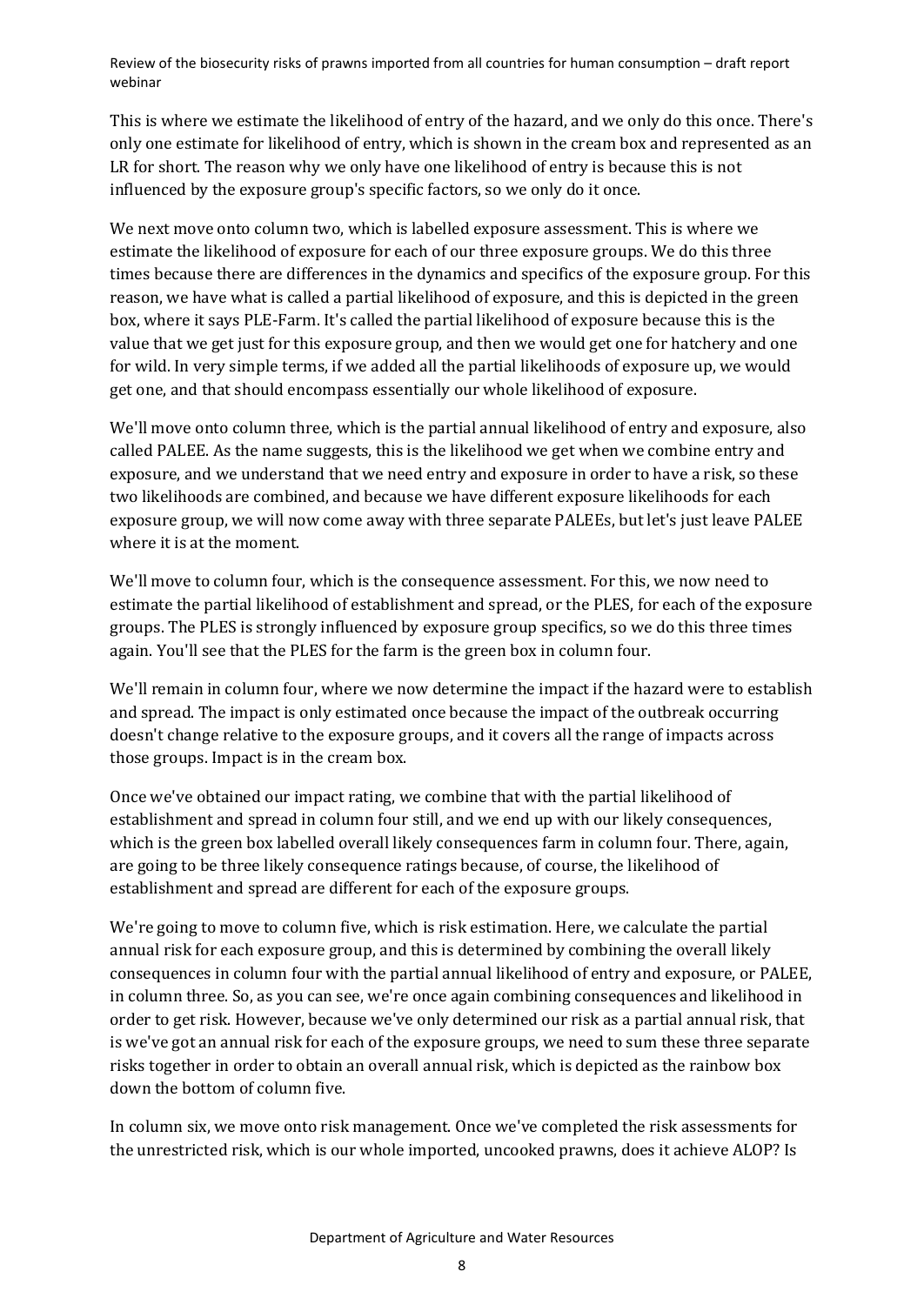This is where we estimate the likelihood of entry of the hazard, and we only do this once. There's only one estimate for likelihood of entry, which is shown in the cream box and represented as an LR for short. The reason why we only have one likelihood of entry is because this is not influenced by the exposure group's specific factors, so we only do it once.

We next move onto column two, which is labelled exposure assessment. This is where we estimate the likelihood of exposure for each of our three exposure groups. We do this three times because there are differences in the dynamics and specifics of the exposure group. For this reason, we have what is called a partial likelihood of exposure, and this is depicted in the green box, where it says PLE-Farm. It's called the partial likelihood of exposure because this is the value that we get just for this exposure group, and then we would get one for hatchery and one for wild. In very simple terms, if we added all the partial likelihoods of exposure up, we would get one, and that should encompass essentially our whole likelihood of exposure.

We'll move onto column three, which is the partial annual likelihood of entry and exposure, also called PALEE. As the name suggests, this is the likelihood we get when we combine entry and exposure, and we understand that we need entry and exposure in order to have a risk, so these two likelihoods are combined, and because we have different exposure likelihoods for each exposure group, we will now come away with three separate PALEEs, but let's just leave PALEE where it is at the moment.

We'll move to column four, which is the consequence assessment. For this, we now need to estimate the partial likelihood of establishment and spread, or the PLES, for each of the exposure groups. The PLES is strongly influenced by exposure group specifics, so we do this three times again. You'll see that the PLES for the farm is the green box in column four.

We'll remain in column four, where we now determine the impact if the hazard were to establish and spread. The impact is only estimated once because the impact of the outbreak occurring doesn't change relative to the exposure groups, and it covers all the range of impacts across those groups. Impact is in the cream box.

Once we've obtained our impact rating, we combine that with the partial likelihood of establishment and spread in column four still, and we end up with our likely consequences, which is the green box labelled overall likely consequences farm in column four. There, again, are going to be three likely consequence ratings because, of course, the likelihood of establishment and spread are different for each of the exposure groups.

We're going to move to column five, which is risk estimation. Here, we calculate the partial annual risk for each exposure group, and this is determined by combining the overall likely consequences in column four with the partial annual likelihood of entry and exposure, or PALEE, in column three. So, as you can see, we're once again combining consequences and likelihood in order to get risk. However, because we've only determined our risk as a partial annual risk, that is we've got an annual risk for each of the exposure groups, we need to sum these three separate risks together in order to obtain an overall annual risk, which is depicted as the rainbow box down the bottom of column five.

In column six, we move onto risk management. Once we've completed the risk assessments for the unrestricted risk, which is our whole imported, uncooked prawns, does it achieve ALOP? Is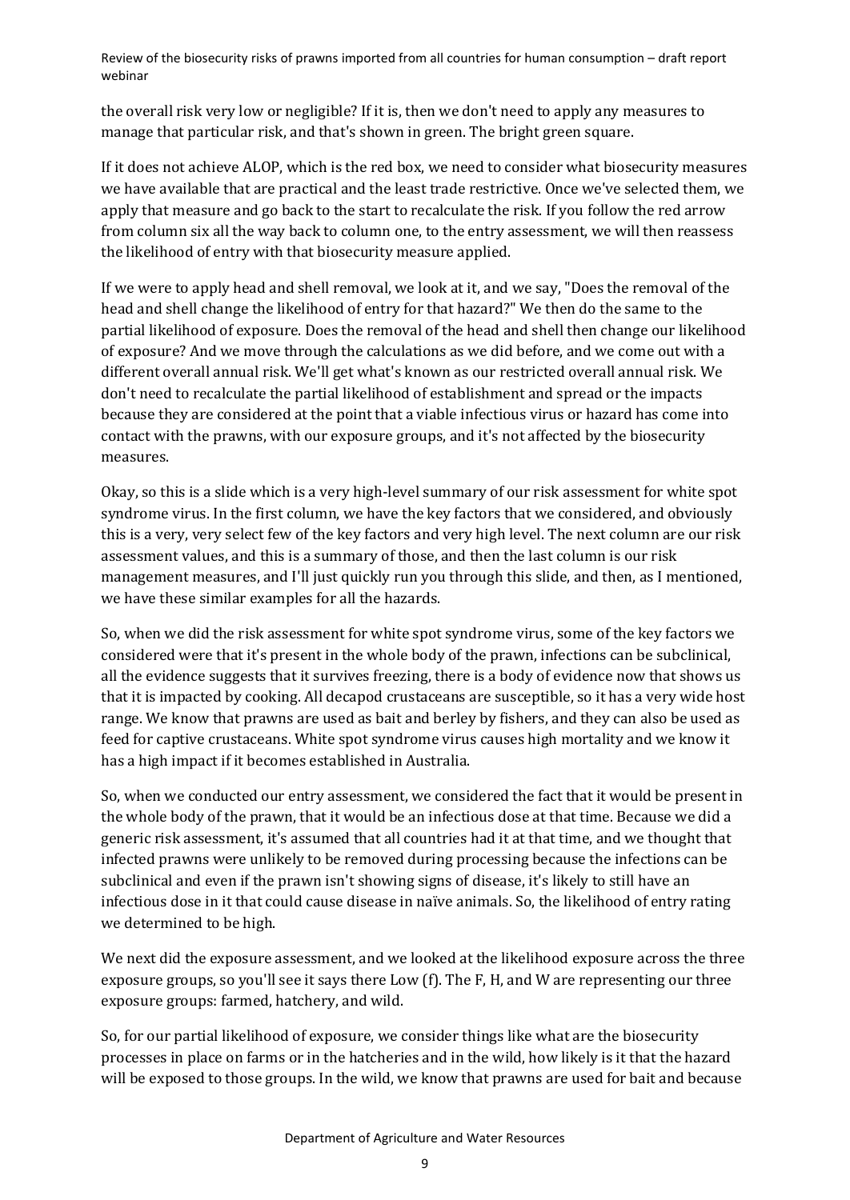the overall risk very low or negligible? If it is, then we don't need to apply any measures to manage that particular risk, and that's shown in green. The bright green square.

If it does not achieve ALOP, which is the red box, we need to consider what biosecurity measures we have available that are practical and the least trade restrictive. Once we've selected them, we apply that measure and go back to the start to recalculate the risk. If you follow the red arrow from column six all the way back to column one, to the entry assessment, we will then reassess the likelihood of entry with that biosecurity measure applied.

If we were to apply head and shell removal, we look at it, and we say, "Does the removal of the head and shell change the likelihood of entry for that hazard?" We then do the same to the partial likelihood of exposure. Does the removal of the head and shell then change our likelihood of exposure? And we move through the calculations as we did before, and we come out with a different overall annual risk. We'll get what's known as our restricted overall annual risk. We don't need to recalculate the partial likelihood of establishment and spread or the impacts because they are considered at the point that a viable infectious virus or hazard has come into contact with the prawns, with our exposure groups, and it's not affected by the biosecurity measures.

Okay, so this is a slide which is a very high-level summary of our risk assessment for white spot syndrome virus. In the first column, we have the key factors that we considered, and obviously this is a very, very select few of the key factors and very high level. The next column are our risk assessment values, and this is a summary of those, and then the last column is our risk management measures, and I'll just quickly run you through this slide, and then, as I mentioned, we have these similar examples for all the hazards.

So, when we did the risk assessment for white spot syndrome virus, some of the key factors we considered were that it's present in the whole body of the prawn, infections can be subclinical, all the evidence suggests that it survives freezing, there is a body of evidence now that shows us that it is impacted by cooking. All decapod crustaceans are susceptible, so it has a very wide host range. We know that prawns are used as bait and berley by fishers, and they can also be used as feed for captive crustaceans. White spot syndrome virus causes high mortality and we know it has a high impact if it becomes established in Australia.

So, when we conducted our entry assessment, we considered the fact that it would be present in the whole body of the prawn, that it would be an infectious dose at that time. Because we did a generic risk assessment, it's assumed that all countries had it at that time, and we thought that infected prawns were unlikely to be removed during processing because the infections can be subclinical and even if the prawn isn't showing signs of disease, it's likely to still have an infectious dose in it that could cause disease in naïve animals. So, the likelihood of entry rating we determined to be high.

We next did the exposure assessment, and we looked at the likelihood exposure across the three exposure groups, so you'll see it says there Low (f). The F, H, and W are representing our three exposure groups: farmed, hatchery, and wild.

So, for our partial likelihood of exposure, we consider things like what are the biosecurity processes in place on farms or in the hatcheries and in the wild, how likely is it that the hazard will be exposed to those groups. In the wild, we know that prawns are used for bait and because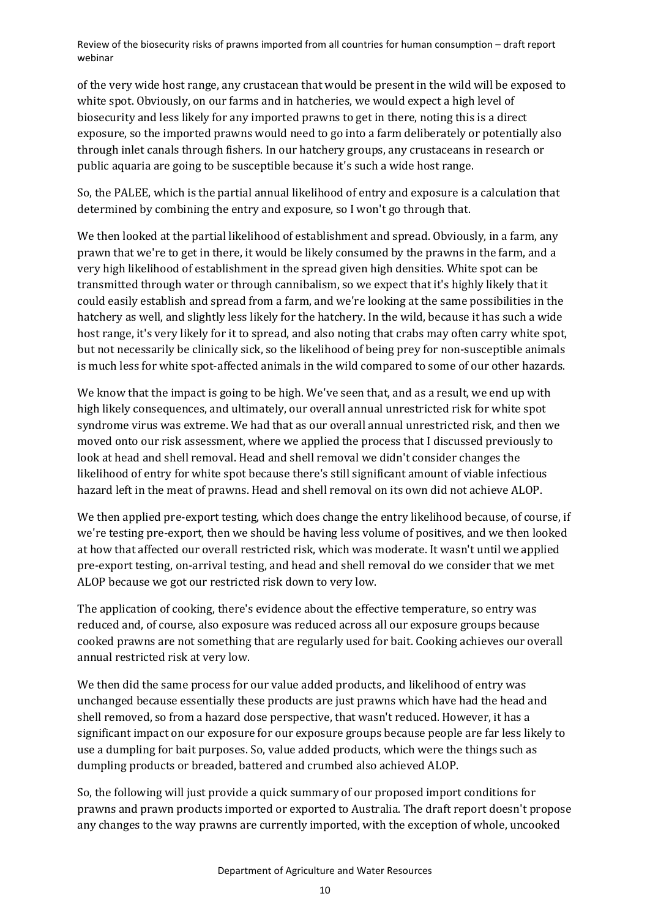of the very wide host range, any crustacean that would be present in the wild will be exposed to white spot. Obviously, on our farms and in hatcheries, we would expect a high level of biosecurity and less likely for any imported prawns to get in there, noting this is a direct exposure, so the imported prawns would need to go into a farm deliberately or potentially also through inlet canals through fishers. In our hatchery groups, any crustaceans in research or public aquaria are going to be susceptible because it's such a wide host range.

So, the PALEE, which is the partial annual likelihood of entry and exposure is a calculation that determined by combining the entry and exposure, so I won't go through that.

We then looked at the partial likelihood of establishment and spread. Obviously, in a farm, any prawn that we're to get in there, it would be likely consumed by the prawns in the farm, and a very high likelihood of establishment in the spread given high densities. White spot can be transmitted through water or through cannibalism, so we expect that it's highly likely that it could easily establish and spread from a farm, and we're looking at the same possibilities in the hatchery as well, and slightly less likely for the hatchery. In the wild, because it has such a wide host range, it's very likely for it to spread, and also noting that crabs may often carry white spot, but not necessarily be clinically sick, so the likelihood of being prey for non-susceptible animals is much less for white spot-affected animals in the wild compared to some of our other hazards.

We know that the impact is going to be high. We've seen that, and as a result, we end up with high likely consequences, and ultimately, our overall annual unrestricted risk for white spot syndrome virus was extreme. We had that as our overall annual unrestricted risk, and then we moved onto our risk assessment, where we applied the process that I discussed previously to look at head and shell removal. Head and shell removal we didn't consider changes the likelihood of entry for white spot because there's still significant amount of viable infectious hazard left in the meat of prawns. Head and shell removal on its own did not achieve ALOP.

We then applied pre-export testing, which does change the entry likelihood because, of course, if we're testing pre-export, then we should be having less volume of positives, and we then looked at how that affected our overall restricted risk, which was moderate. It wasn't until we applied pre-export testing, on-arrival testing, and head and shell removal do we consider that we met ALOP because we got our restricted risk down to very low.

The application of cooking, there's evidence about the effective temperature, so entry was reduced and, of course, also exposure was reduced across all our exposure groups because cooked prawns are not something that are regularly used for bait. Cooking achieves our overall annual restricted risk at very low.

We then did the same process for our value added products, and likelihood of entry was unchanged because essentially these products are just prawns which have had the head and shell removed, so from a hazard dose perspective, that wasn't reduced. However, it has a significant impact on our exposure for our exposure groups because people are far less likely to use a dumpling for bait purposes. So, value added products, which were the things such as dumpling products or breaded, battered and crumbed also achieved ALOP.

So, the following will just provide a quick summary of our proposed import conditions for prawns and prawn products imported or exported to Australia. The draft report doesn't propose any changes to the way prawns are currently imported, with the exception of whole, uncooked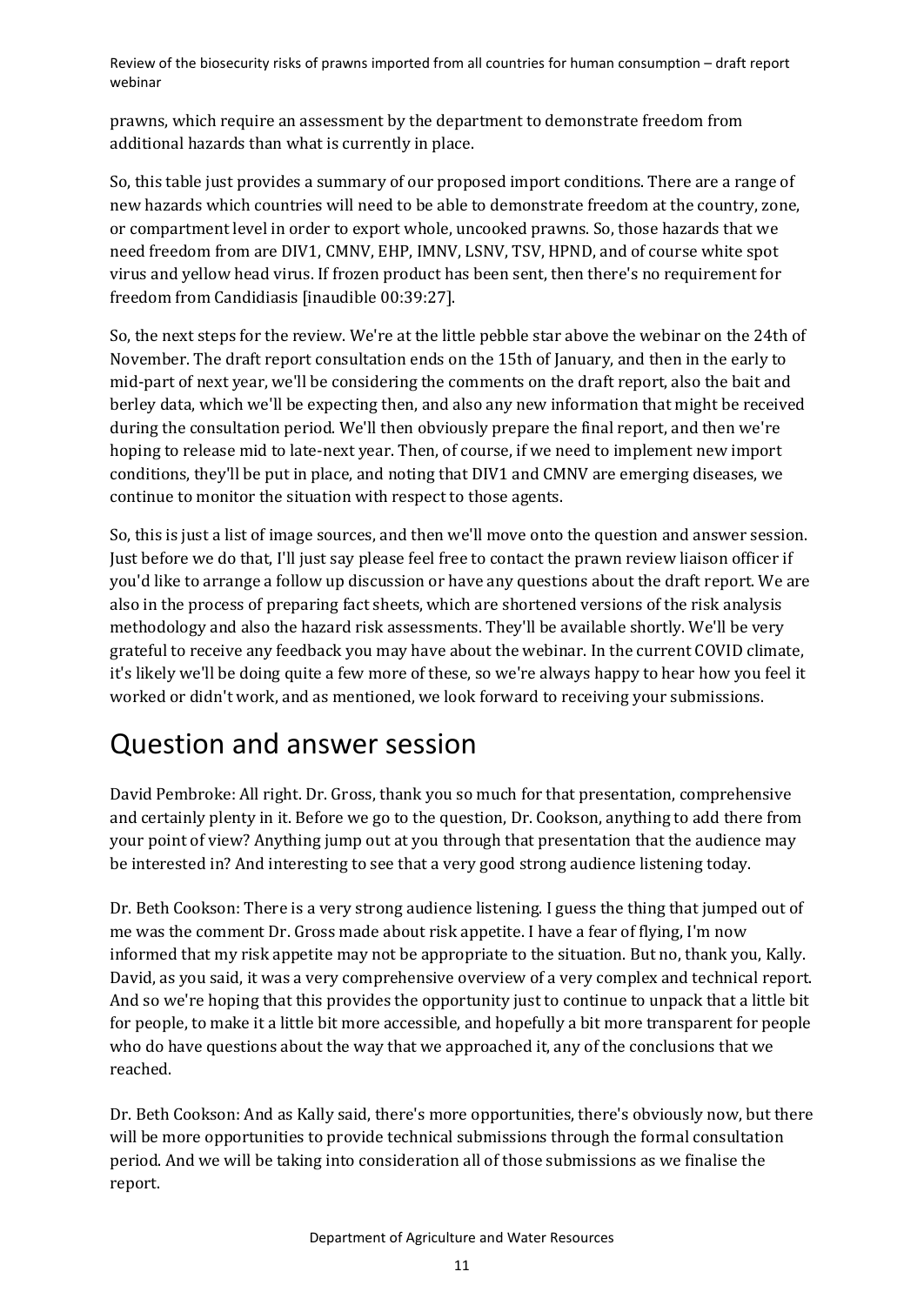prawns, which require an assessment by the department to demonstrate freedom from additional hazards than what is currently in place.

So, this table just provides a summary of our proposed import conditions. There are a range of new hazards which countries will need to be able to demonstrate freedom at the country, zone, or compartment level in order to export whole, uncooked prawns. So, those hazards that we need freedom from are DIV1, CMNV, EHP, IMNV, LSNV, TSV, HPND, and of course white spot virus and yellow head virus. If frozen product has been sent, then there's no requirement for freedom from Candidiasis [inaudible 00:39:27].

So, the next steps for the review. We're at the little pebble star above the webinar on the 24th of November. The draft report consultation ends on the 15th of January, and then in the early to mid-part of next year, we'll be considering the comments on the draft report, also the bait and berley data, which we'll be expecting then, and also any new information that might be received during the consultation period. We'll then obviously prepare the final report, and then we're hoping to release mid to late-next year. Then, of course, if we need to implement new import conditions, they'll be put in place, and noting that DIV1 and CMNV are emerging diseases, we continue to monitor the situation with respect to those agents.

So, this is just a list of image sources, and then we'll move onto the question and answer session. Just before we do that, I'll just say please feel free to contact the prawn review liaison officer if you'd like to arrange a follow up discussion or have any questions about the draft report. We are also in the process of preparing fact sheets, which are shortened versions of the risk analysis methodology and also the hazard risk assessments. They'll be available shortly. We'll be very grateful to receive any feedback you may have about the webinar. In the current COVID climate, it's likely we'll be doing quite a few more of these, so we're always happy to hear how you feel it worked or didn't work, and as mentioned, we look forward to receiving your submissions.

## Question and answer session

David Pembroke: All right. Dr. Gross, thank you so much for that presentation, comprehensive and certainly plenty in it. Before we go to the question, Dr. Cookson, anything to add there from your point of view? Anything jump out at you through that presentation that the audience may be interested in? And interesting to see that a very good strong audience listening today.

Dr. Beth Cookson: There is a very strong audience listening. I guess the thing that jumped out of me was the comment Dr. Gross made about risk appetite. I have a fear of flying, I'm now informed that my risk appetite may not be appropriate to the situation. But no, thank you, Kally. David, as you said, it was a very comprehensive overview of a very complex and technical report. And so we're hoping that this provides the opportunity just to continue to unpack that a little bit for people, to make it a little bit more accessible, and hopefully a bit more transparent for people who do have questions about the way that we approached it, any of the conclusions that we reached.

Dr. Beth Cookson: And as Kally said, there's more opportunities, there's obviously now, but there will be more opportunities to provide technical submissions through the formal consultation period. And we will be taking into consideration all of those submissions as we finalise the report.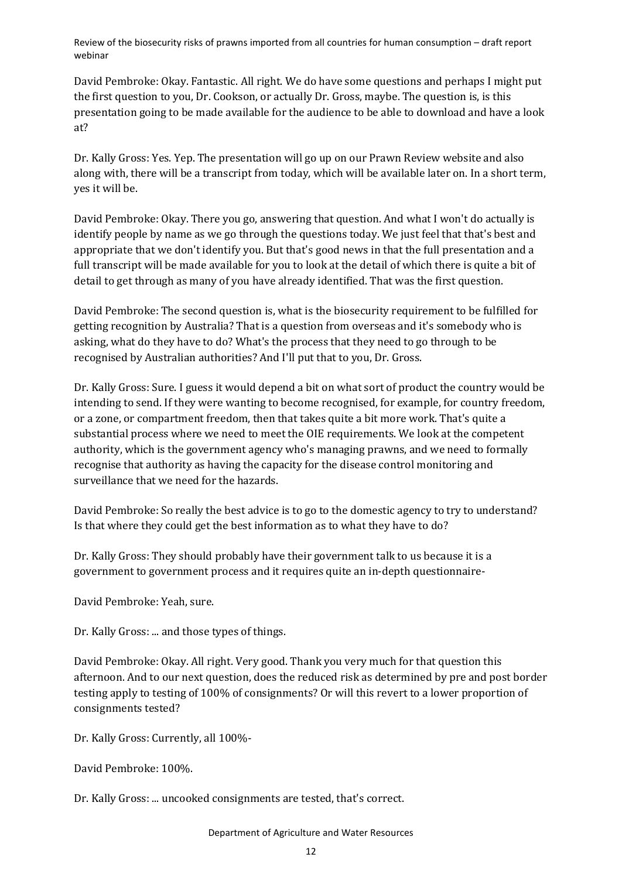David Pembroke: Okay. Fantastic. All right. We do have some questions and perhaps I might put the first question to you, Dr. Cookson, or actually Dr. Gross, maybe. The question is, is this presentation going to be made available for the audience to be able to download and have a look at?

Dr. Kally Gross: Yes. Yep. The presentation will go up on our Prawn Review website and also along with, there will be a transcript from today, which will be available later on. In a short term, yes it will be.

David Pembroke: Okay. There you go, answering that question. And what I won't do actually is identify people by name as we go through the questions today. We just feel that that's best and appropriate that we don't identify you. But that's good news in that the full presentation and a full transcript will be made available for you to look at the detail of which there is quite a bit of detail to get through as many of you have already identified. That was the first question.

David Pembroke: The second question is, what is the biosecurity requirement to be fulfilled for getting recognition by Australia? That is a question from overseas and it's somebody who is asking, what do they have to do? What's the process that they need to go through to be recognised by Australian authorities? And I'll put that to you, Dr. Gross.

Dr. Kally Gross: Sure. I guess it would depend a bit on what sort of product the country would be intending to send. If they were wanting to become recognised, for example, for country freedom, or a zone, or compartment freedom, then that takes quite a bit more work. That's quite a substantial process where we need to meet the OIE requirements. We look at the competent authority, which is the government agency who's managing prawns, and we need to formally recognise that authority as having the capacity for the disease control monitoring and surveillance that we need for the hazards.

David Pembroke: So really the best advice is to go to the domestic agency to try to understand? Is that where they could get the best information as to what they have to do?

Dr. Kally Gross: They should probably have their government talk to us because it is a government to government process and it requires quite an in-depth questionnaire-

David Pembroke: Yeah, sure.

Dr. Kally Gross: ... and those types of things.

David Pembroke: Okay. All right. Very good. Thank you very much for that question this afternoon. And to our next question, does the reduced risk as determined by pre and post border testing apply to testing of 100% of consignments? Or will this revert to a lower proportion of consignments tested?

Dr. Kally Gross: Currently, all 100%-

David Pembroke: 100%.

Dr. Kally Gross: ... uncooked consignments are tested, that's correct.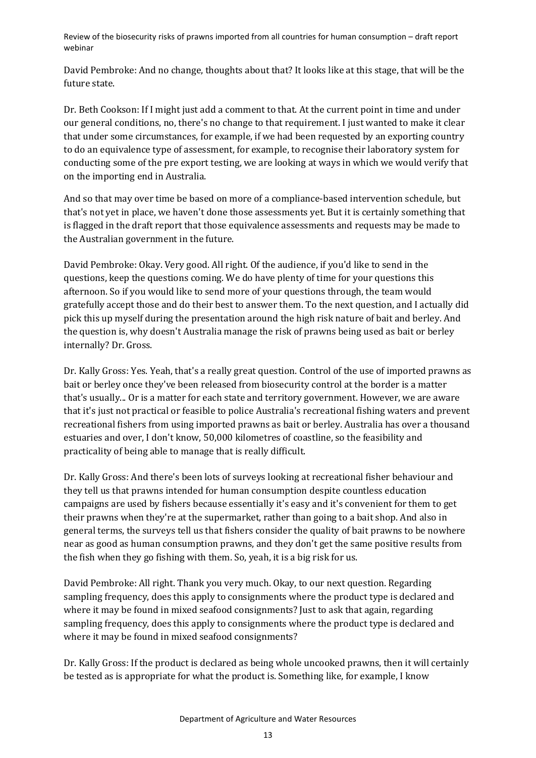David Pembroke: And no change, thoughts about that? It looks like at this stage, that will be the future state.

Dr. Beth Cookson: If I might just add a comment to that. At the current point in time and under our general conditions, no, there's no change to that requirement. I just wanted to make it clear that under some circumstances, for example, if we had been requested by an exporting country to do an equivalence type of assessment, for example, to recognise their laboratory system for conducting some of the pre export testing, we are looking at ways in which we would verify that on the importing end in Australia.

And so that may over time be based on more of a compliance-based intervention schedule, but that's not yet in place, we haven't done those assessments yet. But it is certainly something that is flagged in the draft report that those equivalence assessments and requests may be made to the Australian government in the future.

David Pembroke: Okay. Very good. All right. Of the audience, if you'd like to send in the questions, keep the questions coming. We do have plenty of time for your questions this afternoon. So if you would like to send more of your questions through, the team would gratefully accept those and do their best to answer them. To the next question, and I actually did pick this up myself during the presentation around the high risk nature of bait and berley. And the question is, why doesn't Australia manage the risk of prawns being used as bait or berley internally? Dr. Gross.

Dr. Kally Gross: Yes. Yeah, that's a really great question. Control of the use of imported prawns as bait or berley once they've been released from biosecurity control at the border is a matter that's usually... Or is a matter for each state and territory government. However, we are aware that it's just not practical or feasible to police Australia's recreational fishing waters and prevent recreational fishers from using imported prawns as bait or berley. Australia has over a thousand estuaries and over, I don't know, 50,000 kilometres of coastline, so the feasibility and practicality of being able to manage that is really difficult.

Dr. Kally Gross: And there's been lots of surveys looking at recreational fisher behaviour and they tell us that prawns intended for human consumption despite countless education campaigns are used by fishers because essentially it's easy and it's convenient for them to get their prawns when they're at the supermarket, rather than going to a bait shop. And also in general terms, the surveys tell us that fishers consider the quality of bait prawns to be nowhere near as good as human consumption prawns, and they don't get the same positive results from the fish when they go fishing with them. So, yeah, it is a big risk for us.

David Pembroke: All right. Thank you very much. Okay, to our next question. Regarding sampling frequency, does this apply to consignments where the product type is declared and where it may be found in mixed seafood consignments? Just to ask that again, regarding sampling frequency, does this apply to consignments where the product type is declared and where it may be found in mixed seafood consignments?

Dr. Kally Gross: If the product is declared as being whole uncooked prawns, then it will certainly be tested as is appropriate for what the product is. Something like, for example, I know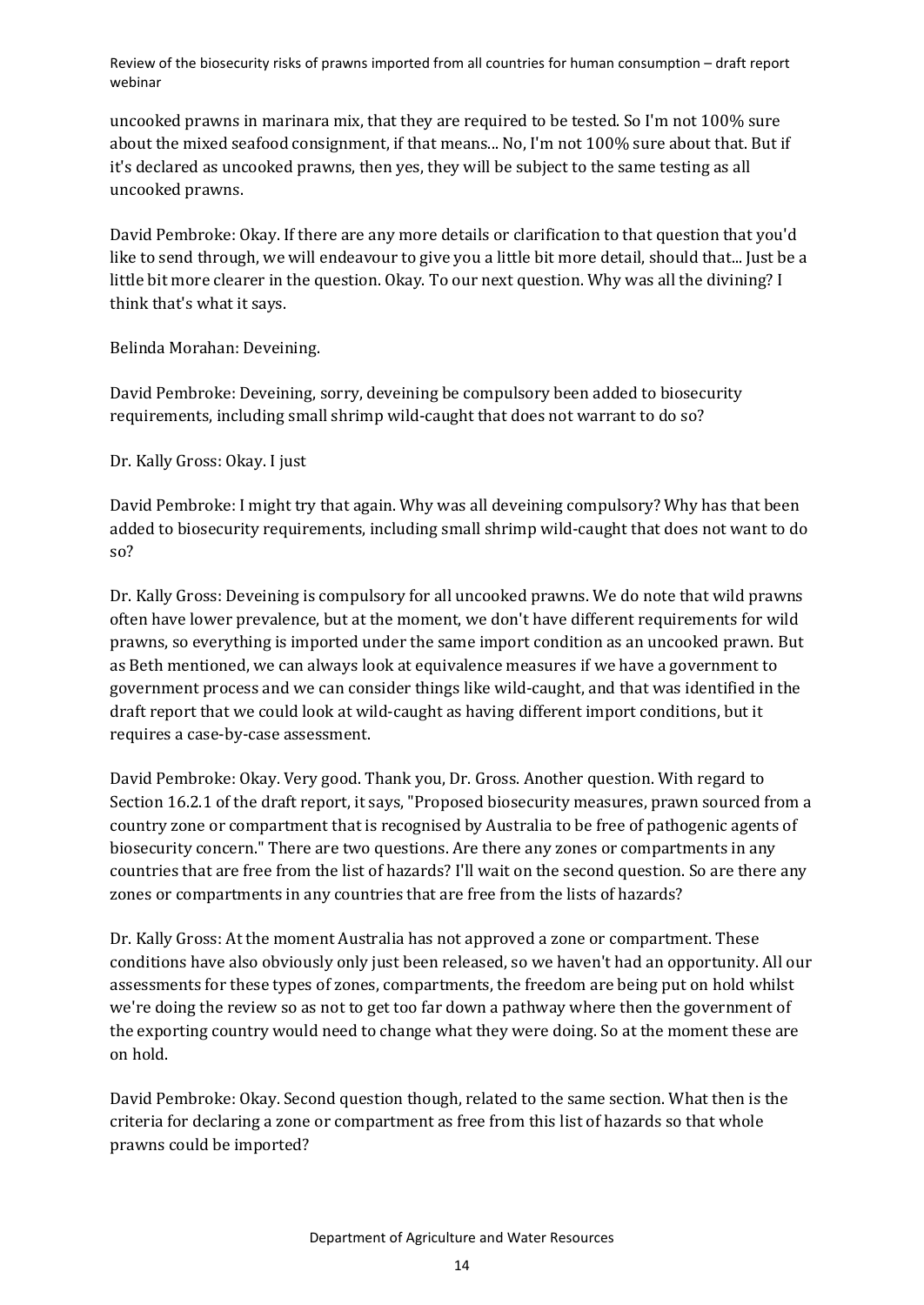uncooked prawns in marinara mix, that they are required to be tested. So I'm not 100% sure about the mixed seafood consignment, if that means... No, I'm not 100% sure about that. But if it's declared as uncooked prawns, then yes, they will be subject to the same testing as all uncooked prawns.

David Pembroke: Okay. If there are any more details or clarification to that question that you'd like to send through, we will endeavour to give you a little bit more detail, should that... Just be a little bit more clearer in the question. Okay. To our next question. Why was all the divining? I think that's what it says.

Belinda Morahan: Deveining.

David Pembroke: Deveining, sorry, deveining be compulsory been added to biosecurity requirements, including small shrimp wild-caught that does not warrant to do so?

Dr. Kally Gross: Okay. I just

David Pembroke: I might try that again. Why was all deveining compulsory? Why has that been added to biosecurity requirements, including small shrimp wild-caught that does not want to do so?

Dr. Kally Gross: Deveining is compulsory for all uncooked prawns. We do note that wild prawns often have lower prevalence, but at the moment, we don't have different requirements for wild prawns, so everything is imported under the same import condition as an uncooked prawn. But as Beth mentioned, we can always look at equivalence measures if we have a government to government process and we can consider things like wild-caught, and that was identified in the draft report that we could look at wild-caught as having different import conditions, but it requires a case-by-case assessment.

David Pembroke: Okay. Very good. Thank you, Dr. Gross. Another question. With regard to Section 16.2.1 of the draft report, it says, "Proposed biosecurity measures, prawn sourced from a country zone or compartment that is recognised by Australia to be free of pathogenic agents of biosecurity concern." There are two questions. Are there any zones or compartments in any countries that are free from the list of hazards? I'll wait on the second question. So are there any zones or compartments in any countries that are free from the lists of hazards?

Dr. Kally Gross: At the moment Australia has not approved a zone or compartment. These conditions have also obviously only just been released, so we haven't had an opportunity. All our assessments for these types of zones, compartments, the freedom are being put on hold whilst we're doing the review so as not to get too far down a pathway where then the government of the exporting country would need to change what they were doing. So at the moment these are on hold.

David Pembroke: Okay. Second question though, related to the same section. What then is the criteria for declaring a zone or compartment as free from this list of hazards so that whole prawns could be imported?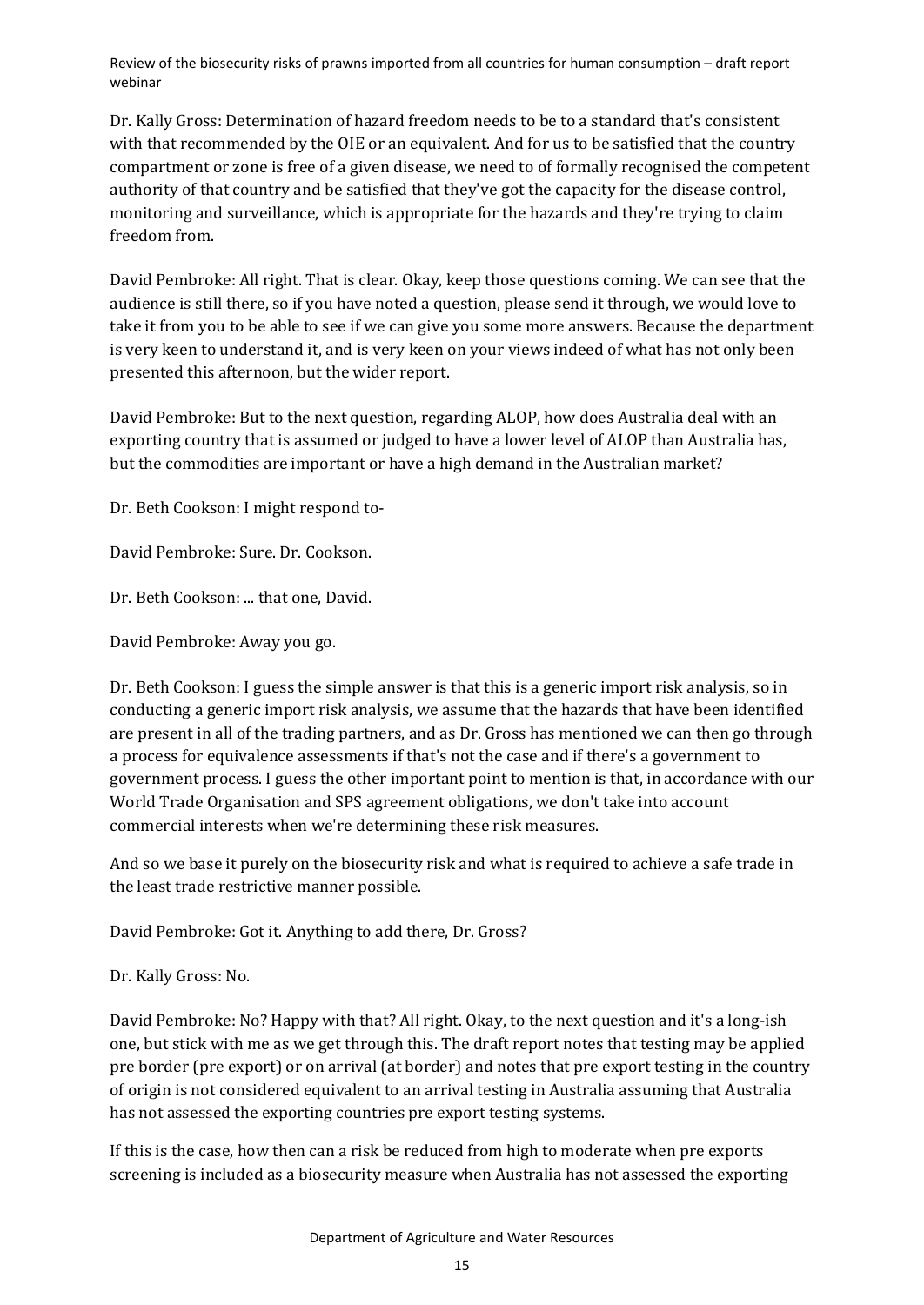Dr. Kally Gross: Determination of hazard freedom needs to be to a standard that's consistent with that recommended by the OIE or an equivalent. And for us to be satisfied that the country compartment or zone is free of a given disease, we need to of formally recognised the competent authority of that country and be satisfied that they've got the capacity for the disease control, monitoring and surveillance, which is appropriate for the hazards and they're trying to claim freedom from.

David Pembroke: All right. That is clear. Okay, keep those questions coming. We can see that the audience is still there, so if you have noted a question, please send it through, we would love to take it from you to be able to see if we can give you some more answers. Because the department is very keen to understand it, and is very keen on your views indeed of what has not only been presented this afternoon, but the wider report.

David Pembroke: But to the next question, regarding ALOP, how does Australia deal with an exporting country that is assumed or judged to have a lower level of ALOP than Australia has, but the commodities are important or have a high demand in the Australian market?

Dr. Beth Cookson: I might respond to-

David Pembroke: Sure. Dr. Cookson.

Dr. Beth Cookson: ... that one, David.

David Pembroke: Away you go.

Dr. Beth Cookson: I guess the simple answer is that this is a generic import risk analysis, so in conducting a generic import risk analysis, we assume that the hazards that have been identified are present in all of the trading partners, and as Dr. Gross has mentioned we can then go through a process for equivalence assessments if that's not the case and if there's a government to government process. I guess the other important point to mention is that, in accordance with our World Trade Organisation and SPS agreement obligations, we don't take into account commercial interests when we're determining these risk measures.

And so we base it purely on the biosecurity risk and what is required to achieve a safe trade in the least trade restrictive manner possible.

David Pembroke: Got it. Anything to add there, Dr. Gross?

Dr. Kally Gross: No.

David Pembroke: No? Happy with that? All right. Okay, to the next question and it's a long-ish one, but stick with me as we get through this. The draft report notes that testing may be applied pre border (pre export) or on arrival (at border) and notes that pre export testing in the country of origin is not considered equivalent to an arrival testing in Australia assuming that Australia has not assessed the exporting countries pre export testing systems.

If this is the case, how then can a risk be reduced from high to moderate when pre exports screening is included as a biosecurity measure when Australia has not assessed the exporting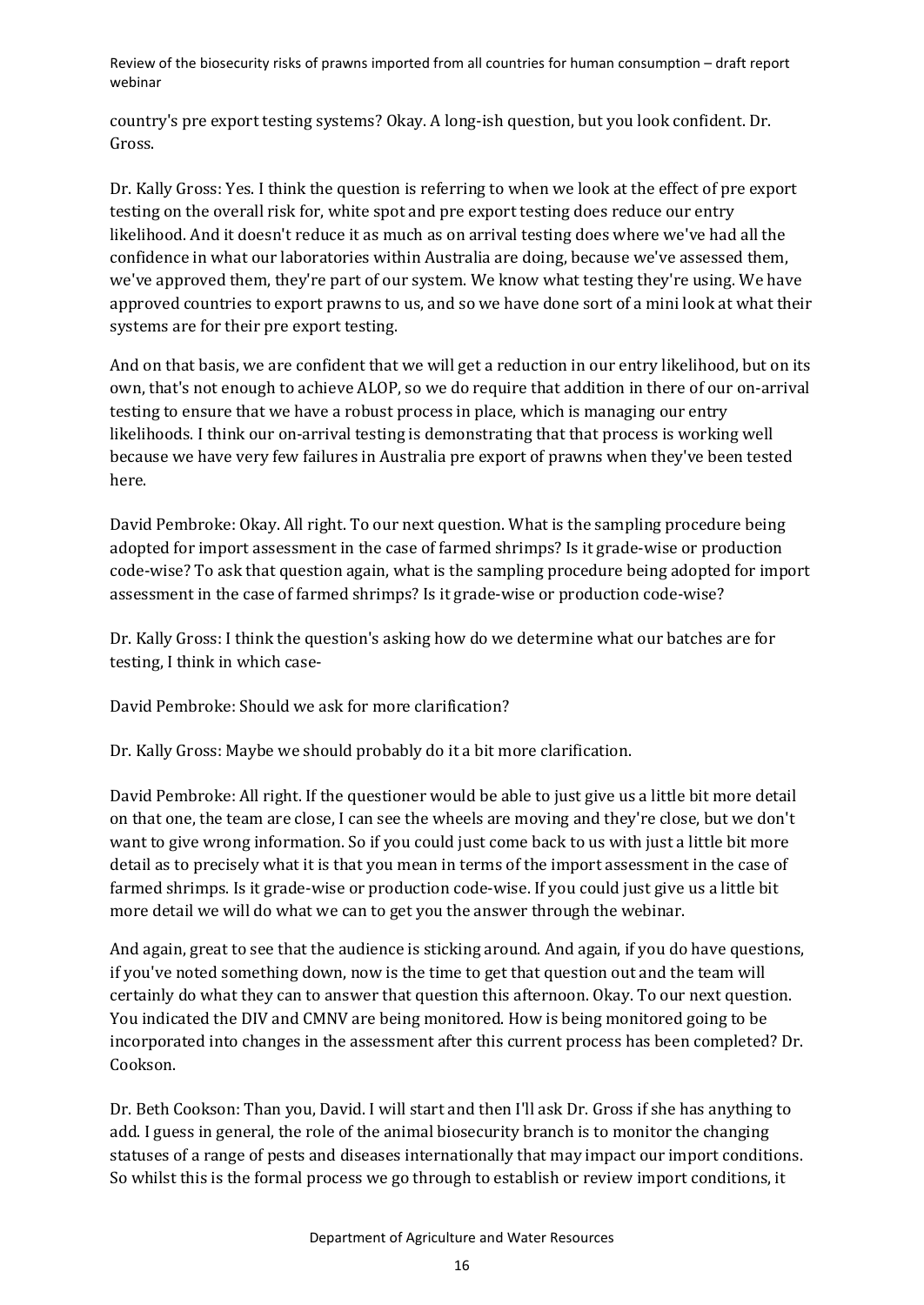country's pre export testing systems? Okay. A long-ish question, but you look confident. Dr. Gross.

Dr. Kally Gross: Yes. I think the question is referring to when we look at the effect of pre export testing on the overall risk for, white spot and pre export testing does reduce our entry likelihood. And it doesn't reduce it as much as on arrival testing does where we've had all the confidence in what our laboratories within Australia are doing, because we've assessed them, we've approved them, they're part of our system. We know what testing they're using. We have approved countries to export prawns to us, and so we have done sort of a mini look at what their systems are for their pre export testing.

And on that basis, we are confident that we will get a reduction in our entry likelihood, but on its own, that's not enough to achieve ALOP, so we do require that addition in there of our on-arrival testing to ensure that we have a robust process in place, which is managing our entry likelihoods. I think our on-arrival testing is demonstrating that that process is working well because we have very few failures in Australia pre export of prawns when they've been tested here.

David Pembroke: Okay. All right. To our next question. What is the sampling procedure being adopted for import assessment in the case of farmed shrimps? Is it grade-wise or production code-wise? To ask that question again, what is the sampling procedure being adopted for import assessment in the case of farmed shrimps? Is it grade-wise or production code-wise?

Dr. Kally Gross: I think the question's asking how do we determine what our batches are for testing, I think in which case-

David Pembroke: Should we ask for more clarification?

Dr. Kally Gross: Maybe we should probably do it a bit more clarification.

David Pembroke: All right. If the questioner would be able to just give us a little bit more detail on that one, the team are close, I can see the wheels are moving and they're close, but we don't want to give wrong information. So if you could just come back to us with just a little bit more detail as to precisely what it is that you mean in terms of the import assessment in the case of farmed shrimps. Is it grade-wise or production code-wise. If you could just give us a little bit more detail we will do what we can to get you the answer through the webinar.

And again, great to see that the audience is sticking around. And again, if you do have questions, if you've noted something down, now is the time to get that question out and the team will certainly do what they can to answer that question this afternoon. Okay. To our next question. You indicated the DIV and CMNV are being monitored. How is being monitored going to be incorporated into changes in the assessment after this current process has been completed? Dr. Cookson.

Dr. Beth Cookson: Than you, David. I will start and then I'll ask Dr. Gross if she has anything to add. I guess in general, the role of the animal biosecurity branch is to monitor the changing statuses of a range of pests and diseases internationally that may impact our import conditions. So whilst this is the formal process we go through to establish or review import conditions, it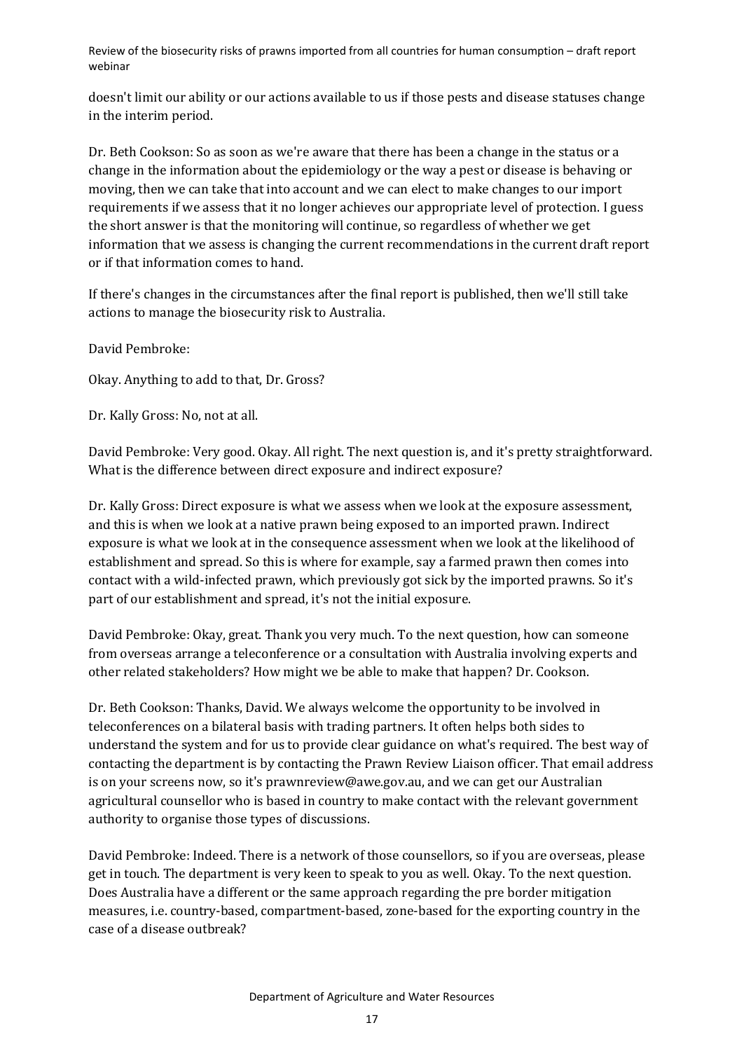doesn't limit our ability or our actions available to us if those pests and disease statuses change in the interim period.

Dr. Beth Cookson: So as soon as we're aware that there has been a change in the status or a change in the information about the epidemiology or the way a pest or disease is behaving or moving, then we can take that into account and we can elect to make changes to our import requirements if we assess that it no longer achieves our appropriate level of protection. I guess the short answer is that the monitoring will continue, so regardless of whether we get information that we assess is changing the current recommendations in the current draft report or if that information comes to hand.

If there's changes in the circumstances after the final report is published, then we'll still take actions to manage the biosecurity risk to Australia.

David Pembroke:

Okay. Anything to add to that, Dr. Gross?

Dr. Kally Gross: No, not at all.

David Pembroke: Very good. Okay. All right. The next question is, and it's pretty straightforward. What is the difference between direct exposure and indirect exposure?

Dr. Kally Gross: Direct exposure is what we assess when we look at the exposure assessment, and this is when we look at a native prawn being exposed to an imported prawn. Indirect exposure is what we look at in the consequence assessment when we look at the likelihood of establishment and spread. So this is where for example, say a farmed prawn then comes into contact with a wild-infected prawn, which previously got sick by the imported prawns. So it's part of our establishment and spread, it's not the initial exposure.

David Pembroke: Okay, great. Thank you very much. To the next question, how can someone from overseas arrange a teleconference or a consultation with Australia involving experts and other related stakeholders? How might we be able to make that happen? Dr. Cookson.

Dr. Beth Cookson: Thanks, David. We always welcome the opportunity to be involved in teleconferences on a bilateral basis with trading partners. It often helps both sides to understand the system and for us to provide clear guidance on what's required. The best way of contacting the department is by contacting the Prawn Review Liaison officer. That email address is on your screens now, so it's prawnreview@awe.gov.au, and we can get our Australian agricultural counsellor who is based in country to make contact with the relevant government authority to organise those types of discussions.

David Pembroke: Indeed. There is a network of those counsellors, so if you are overseas, please get in touch. The department is very keen to speak to you as well. Okay. To the next question. Does Australia have a different or the same approach regarding the pre border mitigation measures, i.e. country-based, compartment-based, zone-based for the exporting country in the case of a disease outbreak?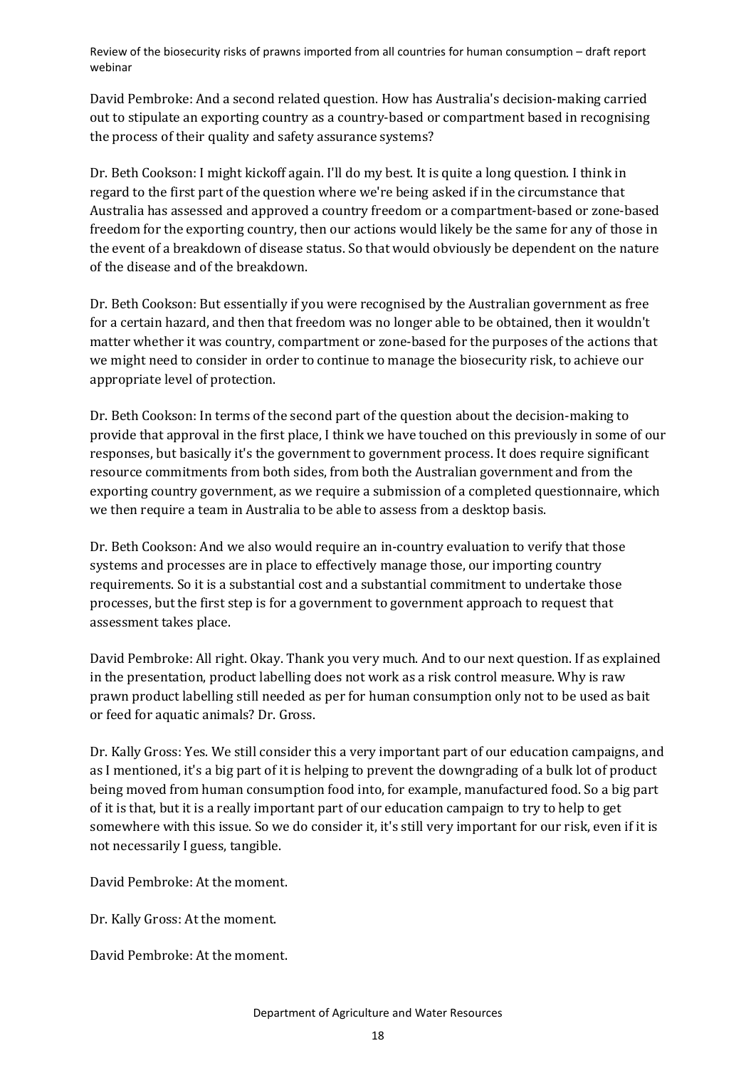David Pembroke: And a second related question. How has Australia's decision-making carried out to stipulate an exporting country as a country-based or compartment based in recognising the process of their quality and safety assurance systems?

Dr. Beth Cookson: I might kickoff again. I'll do my best. It is quite a long question. I think in regard to the first part of the question where we're being asked if in the circumstance that Australia has assessed and approved a country freedom or a compartment-based or zone-based freedom for the exporting country, then our actions would likely be the same for any of those in the event of a breakdown of disease status. So that would obviously be dependent on the nature of the disease and of the breakdown.

Dr. Beth Cookson: But essentially if you were recognised by the Australian government as free for a certain hazard, and then that freedom was no longer able to be obtained, then it wouldn't matter whether it was country, compartment or zone-based for the purposes of the actions that we might need to consider in order to continue to manage the biosecurity risk, to achieve our appropriate level of protection.

Dr. Beth Cookson: In terms of the second part of the question about the decision-making to provide that approval in the first place, I think we have touched on this previously in some of our responses, but basically it's the government to government process. It does require significant resource commitments from both sides, from both the Australian government and from the exporting country government, as we require a submission of a completed questionnaire, which we then require a team in Australia to be able to assess from a desktop basis.

Dr. Beth Cookson: And we also would require an in-country evaluation to verify that those systems and processes are in place to effectively manage those, our importing country requirements. So it is a substantial cost and a substantial commitment to undertake those processes, but the first step is for a government to government approach to request that assessment takes place.

David Pembroke: All right. Okay. Thank you very much. And to our next question. If as explained in the presentation, product labelling does not work as a risk control measure. Why is raw prawn product labelling still needed as per for human consumption only not to be used as bait or feed for aquatic animals? Dr. Gross.

Dr. Kally Gross: Yes. We still consider this a very important part of our education campaigns, and as I mentioned, it's a big part of it is helping to prevent the downgrading of a bulk lot of product being moved from human consumption food into, for example, manufactured food. So a big part of it is that, but it is a really important part of our education campaign to try to help to get somewhere with this issue. So we do consider it, it's still very important for our risk, even if it is not necessarily I guess, tangible.

David Pembroke: At the moment.

Dr. Kally Gross: At the moment.

David Pembroke: At the moment.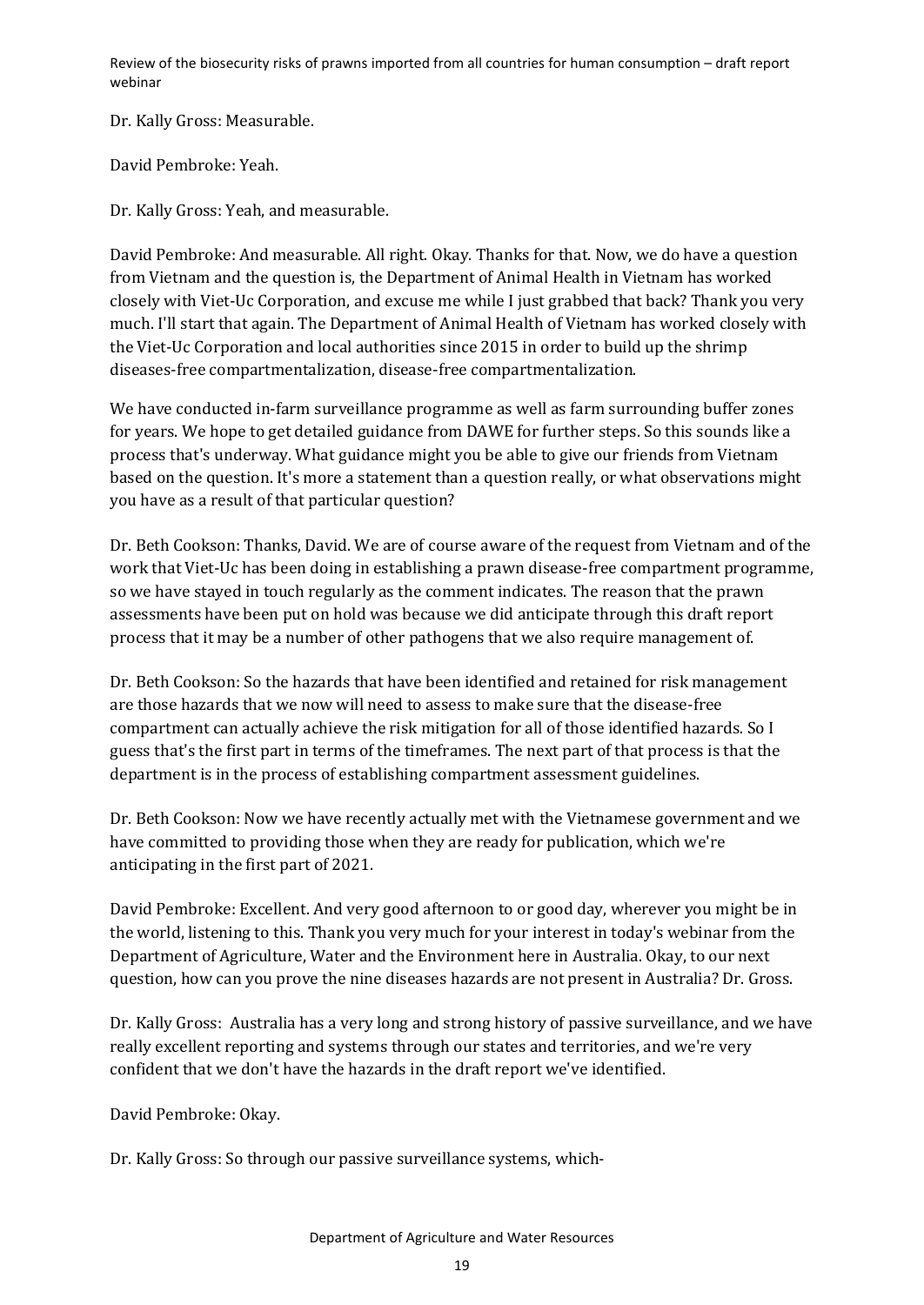Dr. Kally Gross: Measurable.

David Pembroke: Yeah.

Dr. Kally Gross: Yeah, and measurable.

David Pembroke: And measurable. All right. Okay. Thanks for that. Now, we do have a question from Vietnam and the question is, the Department of Animal Health in Vietnam has worked closely with Viet-Uc Corporation, and excuse me while I just grabbed that back? Thank you very much. I'll start that again. The Department of Animal Health of Vietnam has worked closely with the Viet-Uc Corporation and local authorities since 2015 in order to build up the shrimp diseases-free compartmentalization, disease-free compartmentalization.

We have conducted in-farm surveillance programme as well as farm surrounding buffer zones for years. We hope to get detailed guidance from DAWE for further steps. So this sounds like a process that's underway. What guidance might you be able to give our friends from Vietnam based on the question. It's more a statement than a question really, or what observations might you have as a result of that particular question?

Dr. Beth Cookson: Thanks, David. We are of course aware of the request from Vietnam and of the work that Viet-Uc has been doing in establishing a prawn disease-free compartment programme, so we have stayed in touch regularly as the comment indicates. The reason that the prawn assessments have been put on hold was because we did anticipate through this draft report process that it may be a number of other pathogens that we also require management of.

Dr. Beth Cookson: So the hazards that have been identified and retained for risk management are those hazards that we now will need to assess to make sure that the disease-free compartment can actually achieve the risk mitigation for all of those identified hazards. So I guess that's the first part in terms of the timeframes. The next part of that process is that the department is in the process of establishing compartment assessment guidelines.

Dr. Beth Cookson: Now we have recently actually met with the Vietnamese government and we have committed to providing those when they are ready for publication, which we're anticipating in the first part of 2021.

David Pembroke: Excellent. And very good afternoon to or good day, wherever you might be in the world, listening to this. Thank you very much for your interest in today's webinar from the Department of Agriculture, Water and the Environment here in Australia. Okay, to our next question, how can you prove the nine diseases hazards are not present in Australia? Dr. Gross.

Dr. Kally Gross: Australia has a very long and strong history of passive surveillance, and we have really excellent reporting and systems through our states and territories, and we're very confident that we don't have the hazards in the draft report we've identified.

David Pembroke: Okay.

Dr. Kally Gross: So through our passive surveillance systems, which-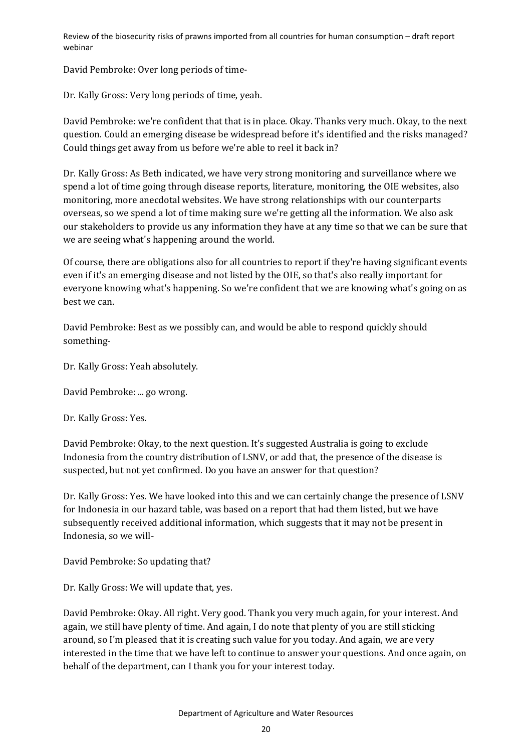David Pembroke: Over long periods of time-

Dr. Kally Gross: Very long periods of time, yeah.

David Pembroke: we're confident that that is in place. Okay. Thanks very much. Okay, to the next question. Could an emerging disease be widespread before it's identified and the risks managed? Could things get away from us before we're able to reel it back in?

Dr. Kally Gross: As Beth indicated, we have very strong monitoring and surveillance where we spend a lot of time going through disease reports, literature, monitoring, the OIE websites, also monitoring, more anecdotal websites. We have strong relationships with our counterparts overseas, so we spend a lot of time making sure we're getting all the information. We also ask our stakeholders to provide us any information they have at any time so that we can be sure that we are seeing what's happening around the world.

Of course, there are obligations also for all countries to report if they're having significant events even if it's an emerging disease and not listed by the OIE, so that's also really important for everyone knowing what's happening. So we're confident that we are knowing what's going on as best we can.

David Pembroke: Best as we possibly can, and would be able to respond quickly should something-

Dr. Kally Gross: Yeah absolutely.

David Pembroke: ... go wrong.

Dr. Kally Gross: Yes.

David Pembroke: Okay, to the next question. It's suggested Australia is going to exclude Indonesia from the country distribution of LSNV, or add that, the presence of the disease is suspected, but not yet confirmed. Do you have an answer for that question?

Dr. Kally Gross: Yes. We have looked into this and we can certainly change the presence of LSNV for Indonesia in our hazard table, was based on a report that had them listed, but we have subsequently received additional information, which suggests that it may not be present in Indonesia, so we will-

David Pembroke: So updating that?

Dr. Kally Gross: We will update that, yes.

David Pembroke: Okay. All right. Very good. Thank you very much again, for your interest. And again, we still have plenty of time. And again, I do note that plenty of you are still sticking around, so I'm pleased that it is creating such value for you today. And again, we are very interested in the time that we have left to continue to answer your questions. And once again, on behalf of the department, can I thank you for your interest today.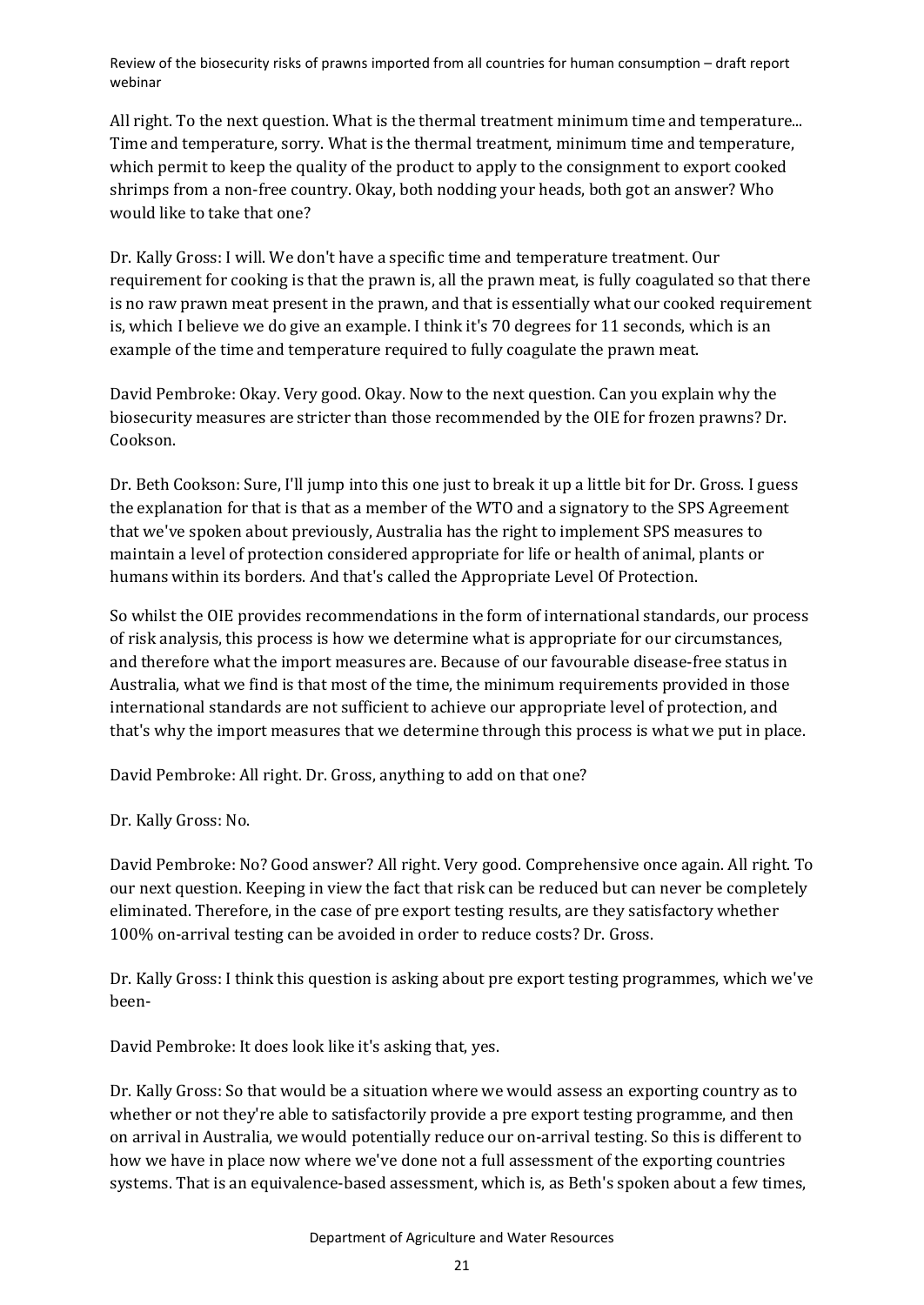All right. To the next question. What is the thermal treatment minimum time and temperature... Time and temperature, sorry. What is the thermal treatment, minimum time and temperature, which permit to keep the quality of the product to apply to the consignment to export cooked shrimps from a non-free country. Okay, both nodding your heads, both got an answer? Who would like to take that one?

Dr. Kally Gross: I will. We don't have a specific time and temperature treatment. Our requirement for cooking is that the prawn is, all the prawn meat, is fully coagulated so that there is no raw prawn meat present in the prawn, and that is essentially what our cooked requirement is, which I believe we do give an example. I think it's 70 degrees for 11 seconds, which is an example of the time and temperature required to fully coagulate the prawn meat.

David Pembroke: Okay. Very good. Okay. Now to the next question. Can you explain why the biosecurity measures are stricter than those recommended by the OIE for frozen prawns? Dr. Cookson.

Dr. Beth Cookson: Sure, I'll jump into this one just to break it up a little bit for Dr. Gross. I guess the explanation for that is that as a member of the WTO and a signatory to the SPS Agreement that we've spoken about previously, Australia has the right to implement SPS measures to maintain a level of protection considered appropriate for life or health of animal, plants or humans within its borders. And that's called the Appropriate Level Of Protection.

So whilst the OIE provides recommendations in the form of international standards, our process of risk analysis, this process is how we determine what is appropriate for our circumstances, and therefore what the import measures are. Because of our favourable disease-free status in Australia, what we find is that most of the time, the minimum requirements provided in those international standards are not sufficient to achieve our appropriate level of protection, and that's why the import measures that we determine through this process is what we put in place.

David Pembroke: All right. Dr. Gross, anything to add on that one?

Dr. Kally Gross: No.

David Pembroke: No? Good answer? All right. Very good. Comprehensive once again. All right. To our next question. Keeping in view the fact that risk can be reduced but can never be completely eliminated. Therefore, in the case of pre export testing results, are they satisfactory whether 100% on-arrival testing can be avoided in order to reduce costs? Dr. Gross.

Dr. Kally Gross: I think this question is asking about pre export testing programmes, which we've been-

David Pembroke: It does look like it's asking that, yes.

Dr. Kally Gross: So that would be a situation where we would assess an exporting country as to whether or not they're able to satisfactorily provide a pre export testing programme, and then on arrival in Australia, we would potentially reduce our on-arrival testing. So this is different to how we have in place now where we've done not a full assessment of the exporting countries systems. That is an equivalence-based assessment, which is, as Beth's spoken about a few times,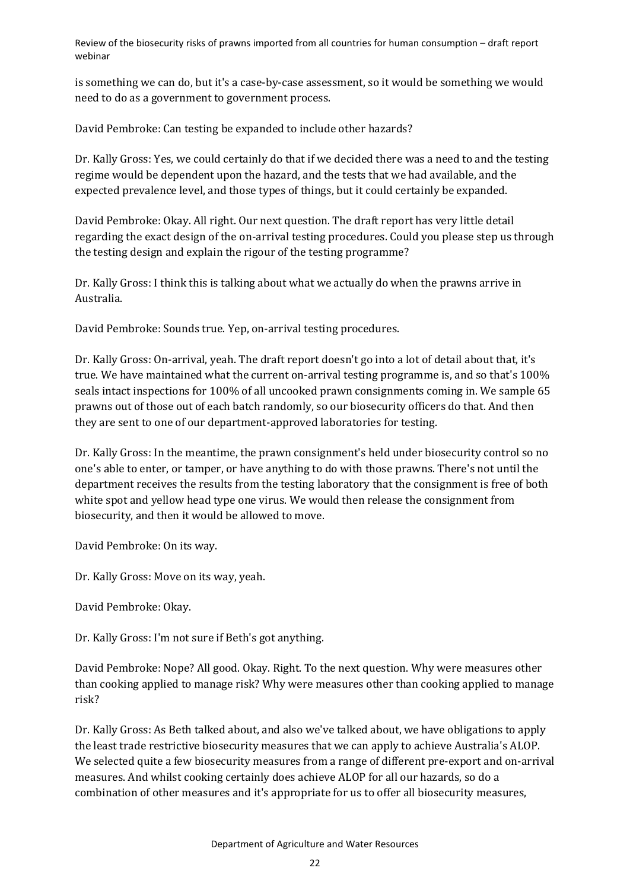is something we can do, but it's a case-by-case assessment, so it would be something we would need to do as a government to government process.

David Pembroke: Can testing be expanded to include other hazards?

Dr. Kally Gross: Yes, we could certainly do that if we decided there was a need to and the testing regime would be dependent upon the hazard, and the tests that we had available, and the expected prevalence level, and those types of things, but it could certainly be expanded.

David Pembroke: Okay. All right. Our next question. The draft report has very little detail regarding the exact design of the on-arrival testing procedures. Could you please step us through the testing design and explain the rigour of the testing programme?

Dr. Kally Gross: I think this is talking about what we actually do when the prawns arrive in Australia.

David Pembroke: Sounds true. Yep, on-arrival testing procedures.

Dr. Kally Gross: On-arrival, yeah. The draft report doesn't go into a lot of detail about that, it's true. We have maintained what the current on-arrival testing programme is, and so that's 100% seals intact inspections for 100% of all uncooked prawn consignments coming in. We sample 65 prawns out of those out of each batch randomly, so our biosecurity officers do that. And then they are sent to one of our department-approved laboratories for testing.

Dr. Kally Gross: In the meantime, the prawn consignment's held under biosecurity control so no one's able to enter, or tamper, or have anything to do with those prawns. There's not until the department receives the results from the testing laboratory that the consignment is free of both white spot and yellow head type one virus. We would then release the consignment from biosecurity, and then it would be allowed to move.

David Pembroke: On its way.

Dr. Kally Gross: Move on its way, yeah.

David Pembroke: Okay.

Dr. Kally Gross: I'm not sure if Beth's got anything.

David Pembroke: Nope? All good. Okay. Right. To the next question. Why were measures other than cooking applied to manage risk? Why were measures other than cooking applied to manage risk?

Dr. Kally Gross: As Beth talked about, and also we've talked about, we have obligations to apply the least trade restrictive biosecurity measures that we can apply to achieve Australia's ALOP. We selected quite a few biosecurity measures from a range of different pre-export and on-arrival measures. And whilst cooking certainly does achieve ALOP for all our hazards, so do a combination of other measures and it's appropriate for us to offer all biosecurity measures,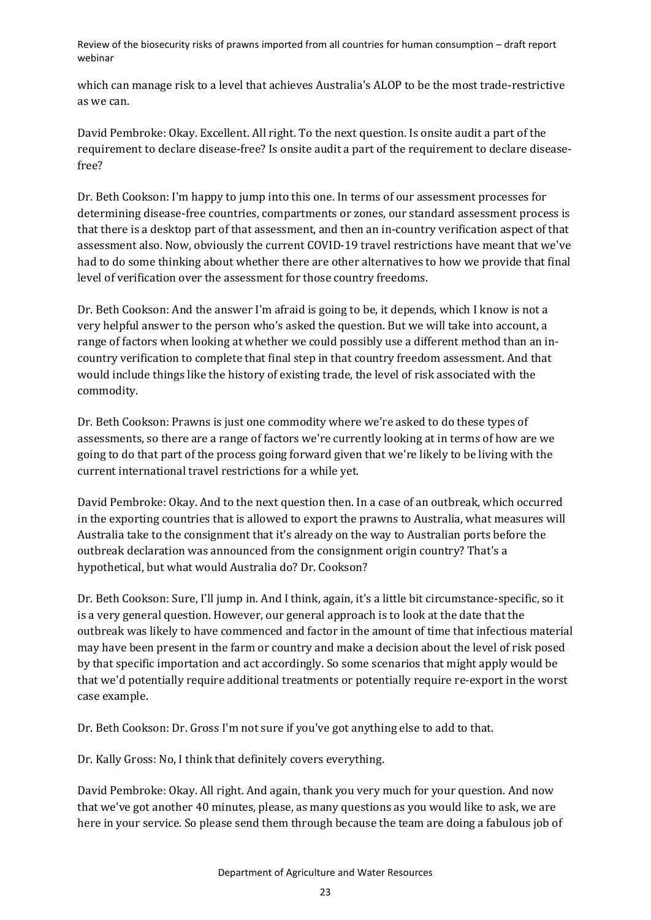which can manage risk to a level that achieves Australia's ALOP to be the most trade-restrictive as we can.

David Pembroke: Okay. Excellent. All right. To the next question. Is onsite audit a part of the requirement to declare disease-free? Is onsite audit a part of the requirement to declare disease-free?

Dr. Beth Cookson: I'm happy to jump into this one. In terms of our assessment processes for determining disease-free countries, compartments or zones, our standard assessment process is that there is a desktop part of that assessment, and then an in-country verification aspect of that assessment also. Now, obviously the current COVID-19 travel restrictions have meant that we've had to do some thinking about whether there are other alternatives to how we provide that final level of verification over the assessment for those country freedoms.

Dr. Beth Cookson: And the answer I'm afraid is going to be, it depends, which I know is not a very helpful answer to the person who's asked the question. But we will take into account, a range of factors when looking at whether we could possibly use a different method than an in-country verification to complete that final step in that country freedom assessment. And that would include things like the history of existing trade, the level of risk associated with the commodity.

Dr. Beth Cookson: Prawns is just one commodity where we're asked to do these types of assessments, so there are a range of factors we're currently looking at in terms of how are we going to do that part of the process going forward given that we're likely to be living with the current international travel restrictions for a while yet.

David Pembroke: Okay. And to the next question then. In a case of an outbreak, which occurred in the exporting countries that is allowed to export the prawns to Australia, what measures will Australia take to the consignment that it's already on the way to Australian ports before the outbreak declaration was announced from the consignment origin country? That's a hypothetical, but what would Australia do? Dr. Cookson?

Dr. Beth Cookson: Sure, I'll jump in. And I think, again, it's a little bit circumstance-specific, so it is a very general question. However, our general approach is to look at the date that the outbreak was likely to have commenced and factor in the amount of time that infectious material may have been present in the farm or country and make a decision about the level of risk posed by that specific importation and act accordingly. So some scenarios that might apply would be that we'd potentially require additional treatments or potentially require re-export in the worst case example.

Dr. Beth Cookson: Dr. Gross I'm not sure if you've got anything else to add to that.

Dr. Kally Gross: No, I think that definitely covers everything.

David Pembroke: Okay. All right. And again, thank you very much for your question. And now that we've got another 40 minutes, please, as many questions as you would like to ask, we are here in your service. So please send them through because the team are doing a fabulous job of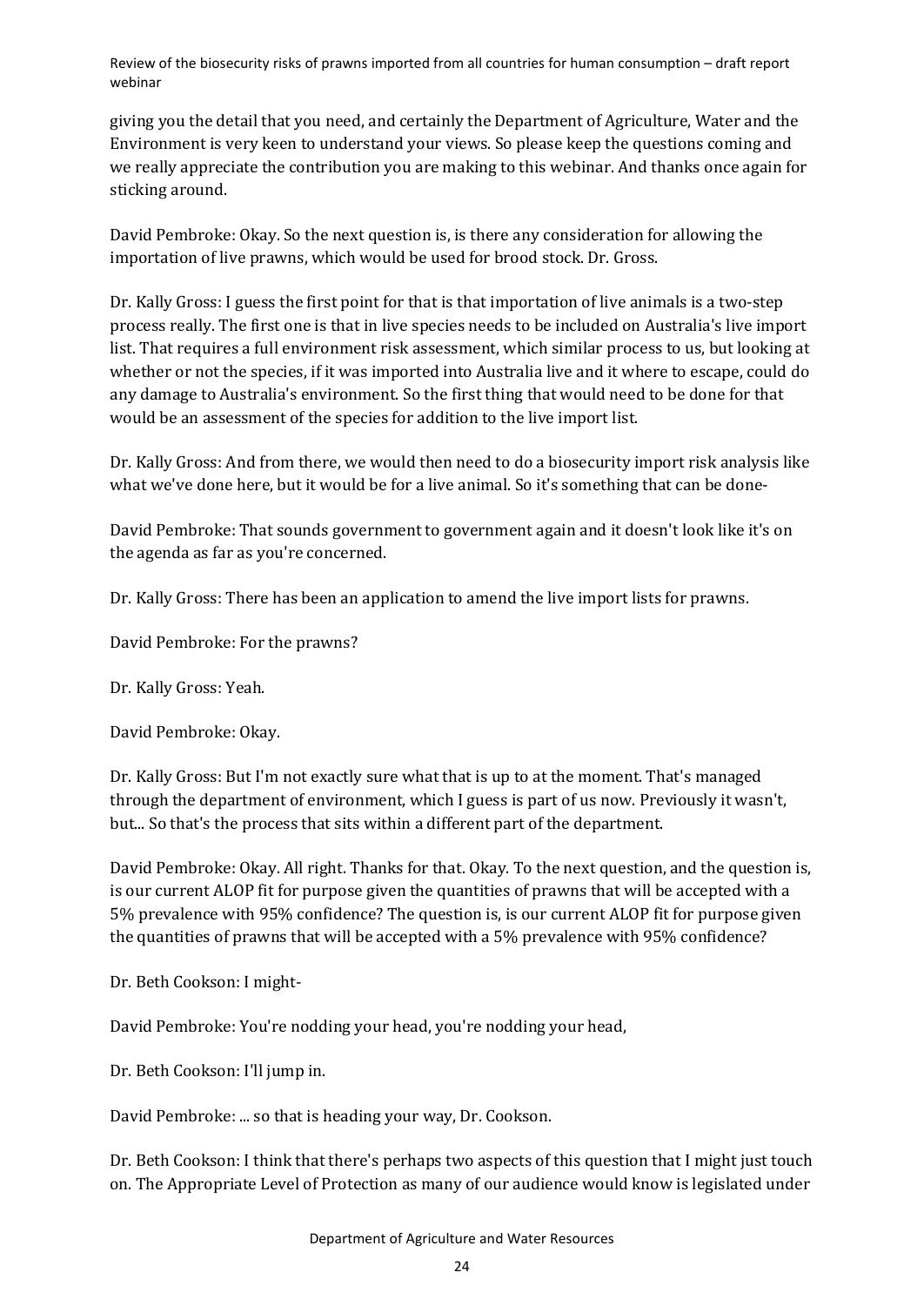giving you the detail that you need, and certainly the Department of Agriculture, Water and the Environment is very keen to understand your views. So please keep the questions coming and we really appreciate the contribution you are making to this webinar. And thanks once again for sticking around.

David Pembroke: Okay. So the next question is, is there any consideration for allowing the importation of live prawns, which would be used for brood stock. Dr. Gross.

Dr. Kally Gross: I guess the first point for that is that importation of live animals is a two-step process really. The first one is that in live species needs to be included on Australia's live import list. That requires a full environment risk assessment, which similar process to us, but looking at whether or not the species, if it was imported into Australia live and it where to escape, could do any damage to Australia's environment. So the first thing that would need to be done for that would be an assessment of the species for addition to the live import list.

Dr. Kally Gross: And from there, we would then need to do a biosecurity import risk analysis like what we've done here, but it would be for a live animal. So it's something that can be done-

David Pembroke: That sounds government to government again and it doesn't look like it's on the agenda as far as you're concerned.

Dr. Kally Gross: There has been an application to amend the live import lists for prawns.

David Pembroke: For the prawns?

Dr. Kally Gross: Yeah.

David Pembroke: Okay.

Dr. Kally Gross: But I'm not exactly sure what that is up to at the moment. That's managed through the department of environment, which I guess is part of us now. Previously it wasn't, but... So that's the process that sits within a different part of the department.

David Pembroke: Okay. All right. Thanks for that. Okay. To the next question, and the question is, is our current ALOP fit for purpose given the quantities of prawns that will be accepted with a 5% prevalence with 95% confidence? The question is, is our current ALOP fit for purpose given the quantities of prawns that will be accepted with a 5% prevalence with 95% confidence?

Dr. Beth Cookson: I might-

David Pembroke: You're nodding your head, you're nodding your head,

Dr. Beth Cookson: I'll jump in.

David Pembroke: ... so that is heading your way, Dr. Cookson.

Dr. Beth Cookson: I think that there's perhaps two aspects of this question that I might just touch on. The Appropriate Level of Protection as many of our audience would know is legislated under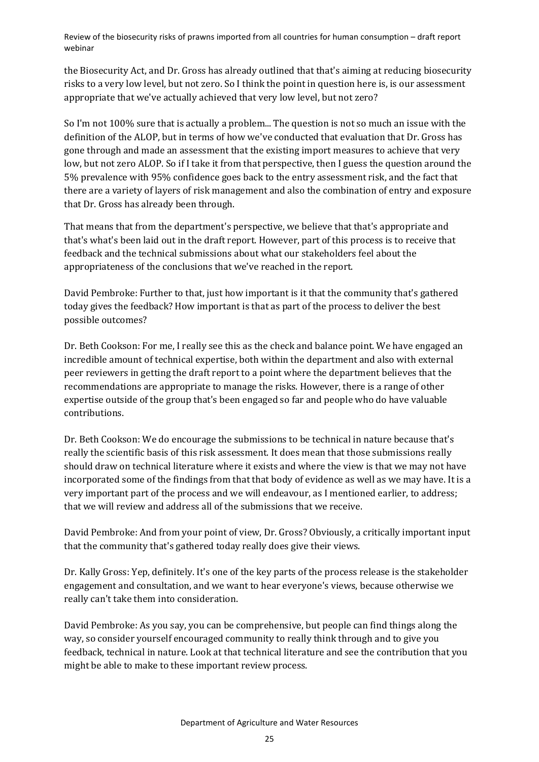the Biosecurity Act, and Dr. Gross has already outlined that that's aiming at reducing biosecurity risks to a very low level, but not zero. So I think the point in question here is, is our assessment appropriate that we've actually achieved that very low level, but not zero?

So I'm not 100% sure that is actually a problem... The question is not so much an issue with the definition of the ALOP, but in terms of how we've conducted that evaluation that Dr. Gross has gone through and made an assessment that the existing import measures to achieve that very low, but not zero ALOP. So if I take it from that perspective, then I guess the question around the 5% prevalence with 95% confidence goes back to the entry assessment risk, and the fact that there are a variety of layers of risk management and also the combination of entry and exposure that Dr. Gross has already been through.

That means that from the department's perspective, we believe that that's appropriate and that's what's been laid out in the draft report. However, part of this process is to receive that feedback and the technical submissions about what our stakeholders feel about the appropriateness of the conclusions that we've reached in the report.

David Pembroke: Further to that, just how important is it that the community that's gathered today gives the feedback? How important is that as part of the process to deliver the best possible outcomes?

Dr. Beth Cookson: For me, I really see this as the check and balance point. We have engaged an incredible amount of technical expertise, both within the department and also with external peer reviewers in getting the draft report to a point where the department believes that the recommendations are appropriate to manage the risks. However, there is a range of other expertise outside of the group that's been engaged so far and people who do have valuable contributions.

Dr. Beth Cookson: We do encourage the submissions to be technical in nature because that's really the scientific basis of this risk assessment. It does mean that those submissions really should draw on technical literature where it exists and where the view is that we may not have incorporated some of the findings from that that body of evidence as well as we may have. It is a very important part of the process and we will endeavour, as I mentioned earlier, to address; that we will review and address all of the submissions that we receive.

David Pembroke: And from your point of view, Dr. Gross? Obviously, a critically important input that the community that's gathered today really does give their views.

Dr. Kally Gross: Yep, definitely. It's one of the key parts of the process release is the stakeholder engagement and consultation, and we want to hear everyone's views, because otherwise we really can't take them into consideration.

David Pembroke: As you say, you can be comprehensive, but people can find things along the way, so consider yourself encouraged community to really think through and to give you feedback, technical in nature. Look at that technical literature and see the contribution that you might be able to make to these important review process.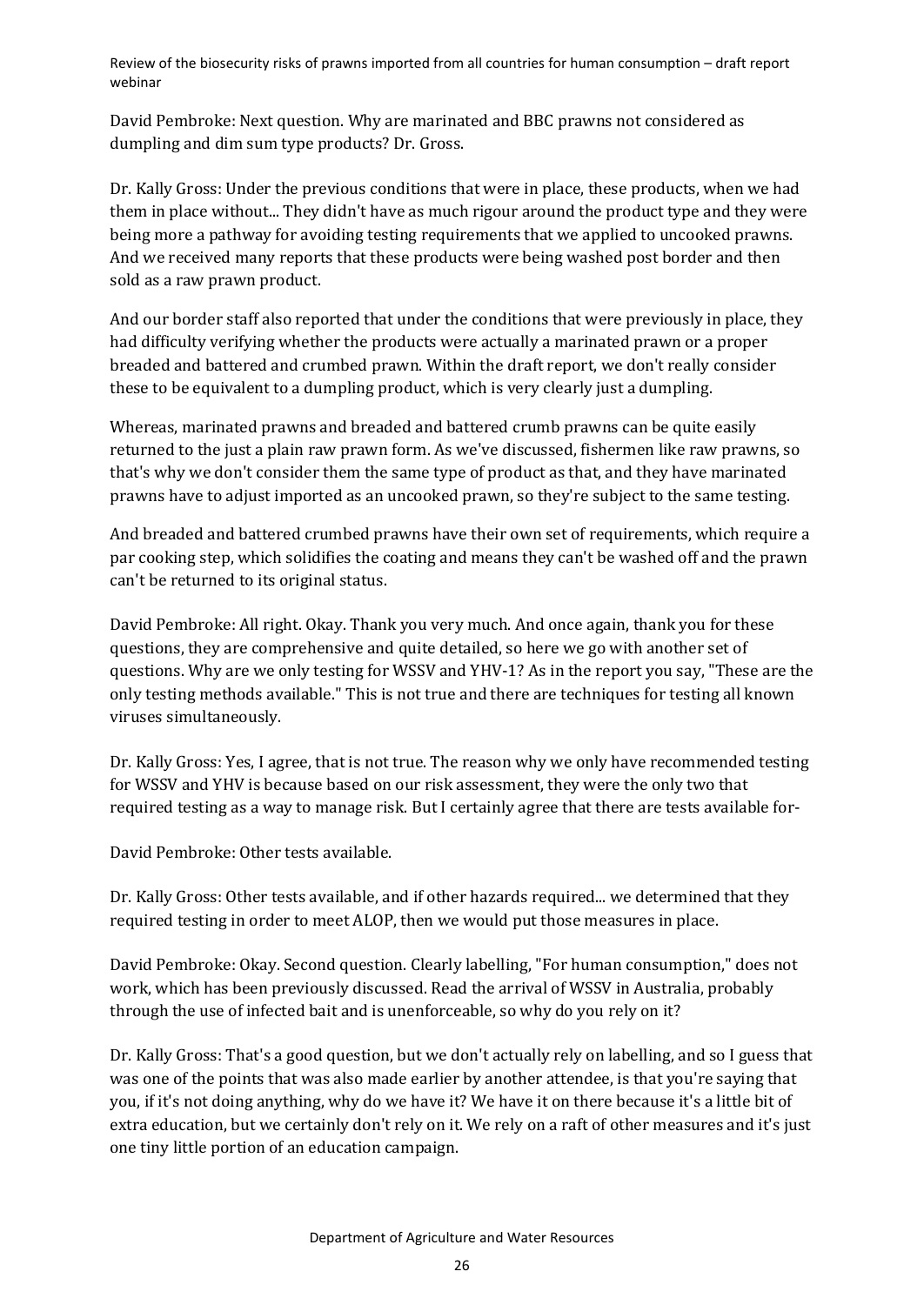David Pembroke: Next question. Why are marinated and BBC prawns not considered as dumpling and dim sum type products? Dr. Gross.

Dr. Kally Gross: Under the previous conditions that were in place, these products, when we had them in place without... They didn't have as much rigour around the product type and they were being more a pathway for avoiding testing requirements that we applied to uncooked prawns. And we received many reports that these products were being washed post border and then sold as a raw prawn product.

And our border staff also reported that under the conditions that were previously in place, they had difficulty verifying whether the products were actually a marinated prawn or a proper breaded and battered and crumbed prawn. Within the draft report, we don't really consider these to be equivalent to a dumpling product, which is very clearly just a dumpling.

Whereas, marinated prawns and breaded and battered crumb prawns can be quite easily returned to the just a plain raw prawn form. As we've discussed, fishermen like raw prawns, so that's why we don't consider them the same type of product as that, and they have marinated prawns have to adjust imported as an uncooked prawn, so they're subject to the same testing.

And breaded and battered crumbed prawns have their own set of requirements, which require a par cooking step, which solidifies the coating and means they can't be washed off and the prawn can't be returned to its original status.

David Pembroke: All right. Okay. Thank you very much. And once again, thank you for these questions, they are comprehensive and quite detailed, so here we go with another set of questions. Why are we only testing for WSSV and YHV-1? As in the report you say, "These are the only testing methods available." This is not true and there are techniques for testing all known viruses simultaneously.

Dr. Kally Gross: Yes, I agree, that is not true. The reason why we only have recommended testing for WSSV and YHV is because based on our risk assessment, they were the only two that required testing as a way to manage risk. But I certainly agree that there are tests available for-

David Pembroke: Other tests available.

Dr. Kally Gross: Other tests available, and if other hazards required... we determined that they required testing in order to meet ALOP, then we would put those measures in place.

David Pembroke: Okay. Second question. Clearly labelling, "For human consumption," does not work, which has been previously discussed. Read the arrival of WSSV in Australia, probably through the use of infected bait and is unenforceable, so why do you rely on it?

Dr. Kally Gross: That's a good question, but we don't actually rely on labelling, and so I guess that was one of the points that was also made earlier by another attendee, is that you're saying that you, if it's not doing anything, why do we have it? We have it on there because it's a little bit of extra education, but we certainly don't rely on it. We rely on a raft of other measures and it's just one tiny little portion of an education campaign.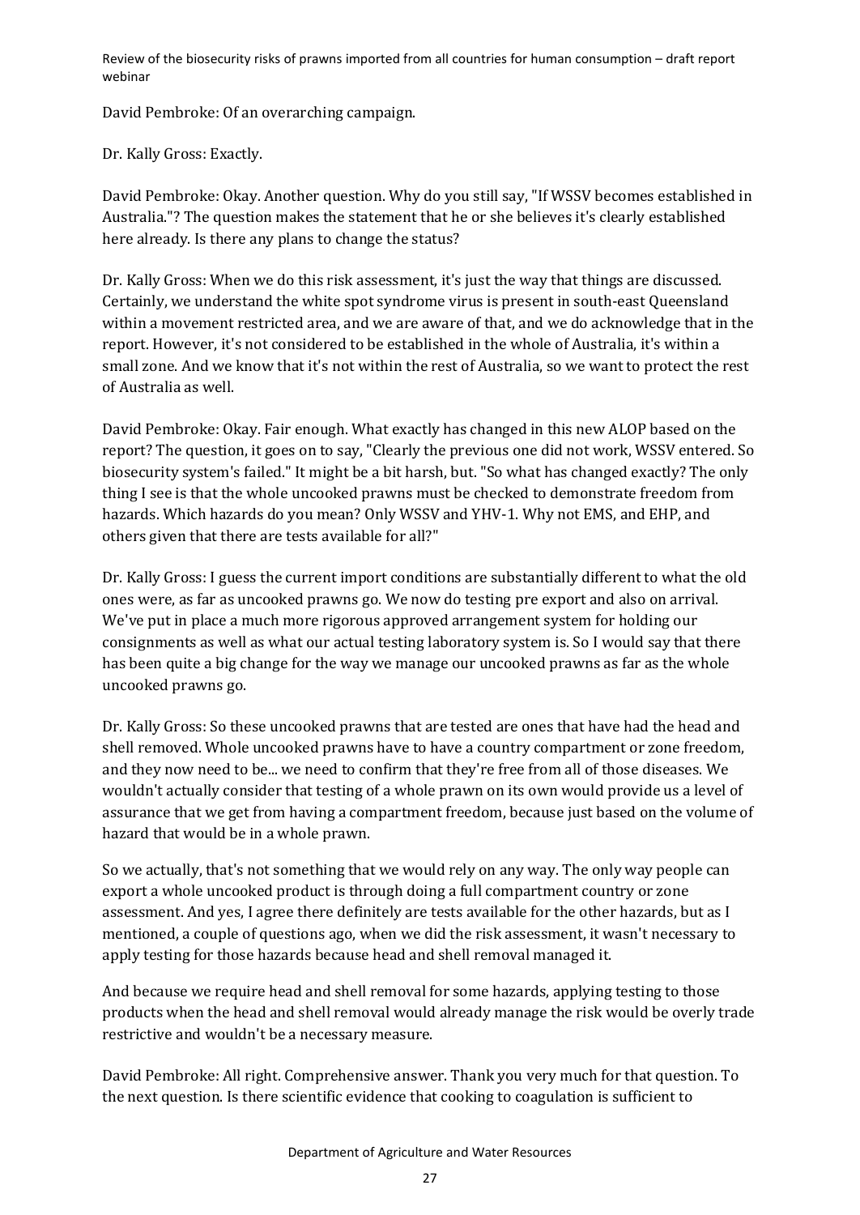David Pembroke: Of an overarching campaign.

Dr. Kally Gross: Exactly.

David Pembroke: Okay. Another question. Why do you still say, "If WSSV becomes established in Australia."? The question makes the statement that he or she believes it's clearly established here already. Is there any plans to change the status?

Dr. Kally Gross: When we do this risk assessment, it's just the way that things are discussed. Certainly, we understand the white spot syndrome virus is present in south-east Queensland within a movement restricted area, and we are aware of that, and we do acknowledge that in the report. However, it's not considered to be established in the whole of Australia, it's within a small zone. And we know that it's not within the rest of Australia, so we want to protect the rest of Australia as well.

David Pembroke: Okay. Fair enough. What exactly has changed in this new ALOP based on the report? The question, it goes on to say, "Clearly the previous one did not work, WSSV entered. So biosecurity system's failed." It might be a bit harsh, but. "So what has changed exactly? The only thing I see is that the whole uncooked prawns must be checked to demonstrate freedom from hazards. Which hazards do you mean? Only WSSV and YHV-1. Why not EMS, and EHP, and others given that there are tests available for all?"

Dr. Kally Gross: I guess the current import conditions are substantially different to what the old ones were, as far as uncooked prawns go. We now do testing pre export and also on arrival. We've put in place a much more rigorous approved arrangement system for holding our consignments as well as what our actual testing laboratory system is. So I would say that there has been quite a big change for the way we manage our uncooked prawns as far as the whole uncooked prawns go.

Dr. Kally Gross: So these uncooked prawns that are tested are ones that have had the head and shell removed. Whole uncooked prawns have to have a country compartment or zone freedom, and they now need to be... we need to confirm that they're free from all of those diseases. We wouldn't actually consider that testing of a whole prawn on its own would provide us a level of assurance that we get from having a compartment freedom, because just based on the volume of hazard that would be in a whole prawn.

So we actually, that's not something that we would rely on any way. The only way people can export a whole uncooked product is through doing a full compartment country or zone assessment. And yes, I agree there definitely are tests available for the other hazards, but as I mentioned, a couple of questions ago, when we did the risk assessment, it wasn't necessary to apply testing for those hazards because head and shell removal managed it.

And because we require head and shell removal for some hazards, applying testing to those products when the head and shell removal would already manage the risk would be overly trade restrictive and wouldn't be a necessary measure.

David Pembroke: All right. Comprehensive answer. Thank you very much for that question. To the next question. Is there scientific evidence that cooking to coagulation is sufficient to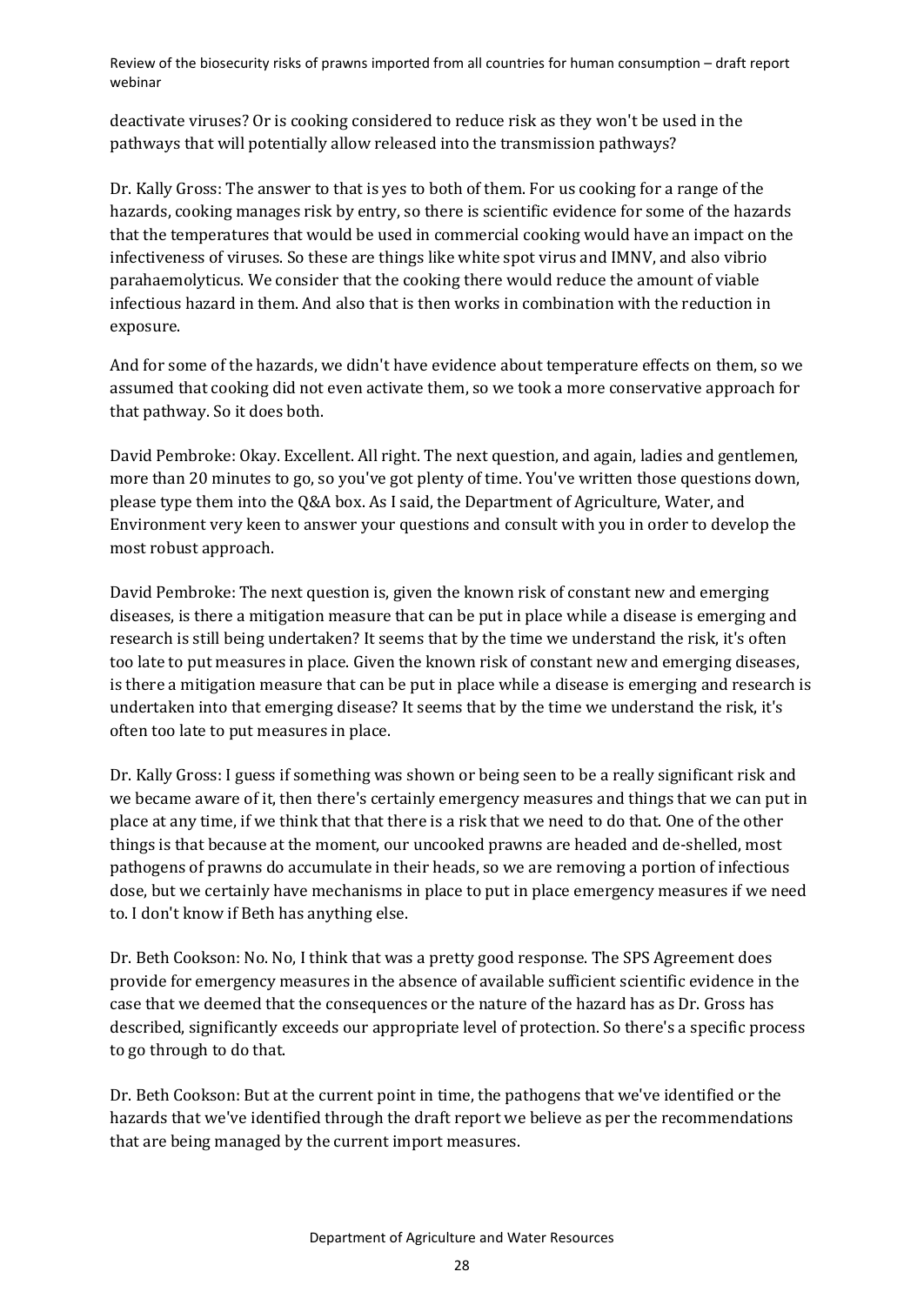deactivate viruses? Or is cooking considered to reduce risk as they won't be used in the pathways that will potentially allow released into the transmission pathways?

Dr. Kally Gross: The answer to that is yes to both of them. For us cooking for a range of the hazards, cooking manages risk by entry, so there is scientific evidence for some of the hazards that the temperatures that would be used in commercial cooking would have an impact on the infectiveness of viruses. So these are things like white spot virus and IMNV, and also vibrio parahaemolyticus. We consider that the cooking there would reduce the amount of viable infectious hazard in them. And also that is then works in combination with the reduction in exposure.

And for some of the hazards, we didn't have evidence about temperature effects on them, so we assumed that cooking did not even activate them, so we took a more conservative approach for that pathway. So it does both.

David Pembroke: Okay. Excellent. All right. The next question, and again, ladies and gentlemen, more than 20 minutes to go, so you've got plenty of time. You've written those questions down, please type them into the Q&A box. As I said, the Department of Agriculture, Water, and Environment very keen to answer your questions and consult with you in order to develop the most robust approach.

David Pembroke: The next question is, given the known risk of constant new and emerging diseases, is there a mitigation measure that can be put in place while a disease is emerging and research is still being undertaken? It seems that by the time we understand the risk, it's often too late to put measures in place. Given the known risk of constant new and emerging diseases, is there a mitigation measure that can be put in place while a disease is emerging and research is undertaken into that emerging disease? It seems that by the time we understand the risk, it's often too late to put measures in place.

Dr. Kally Gross: I guess if something was shown or being seen to be a really significant risk and we became aware of it, then there's certainly emergency measures and things that we can put in place at any time, if we think that that there is a risk that we need to do that. One of the other things is that because at the moment, our uncooked prawns are headed and de-shelled, most pathogens of prawns do accumulate in their heads, so we are removing a portion of infectious dose, but we certainly have mechanisms in place to put in place emergency measures if we need to. I don't know if Beth has anything else.

Dr. Beth Cookson: No. No, I think that was a pretty good response. The SPS Agreement does provide for emergency measures in the absence of available sufficient scientific evidence in the case that we deemed that the consequences or the nature of the hazard has as Dr. Gross has described, significantly exceeds our appropriate level of protection. So there's a specific process to go through to do that.

Dr. Beth Cookson: But at the current point in time, the pathogens that we've identified or the hazards that we've identified through the draft report we believe as per the recommendations that are being managed by the current import measures.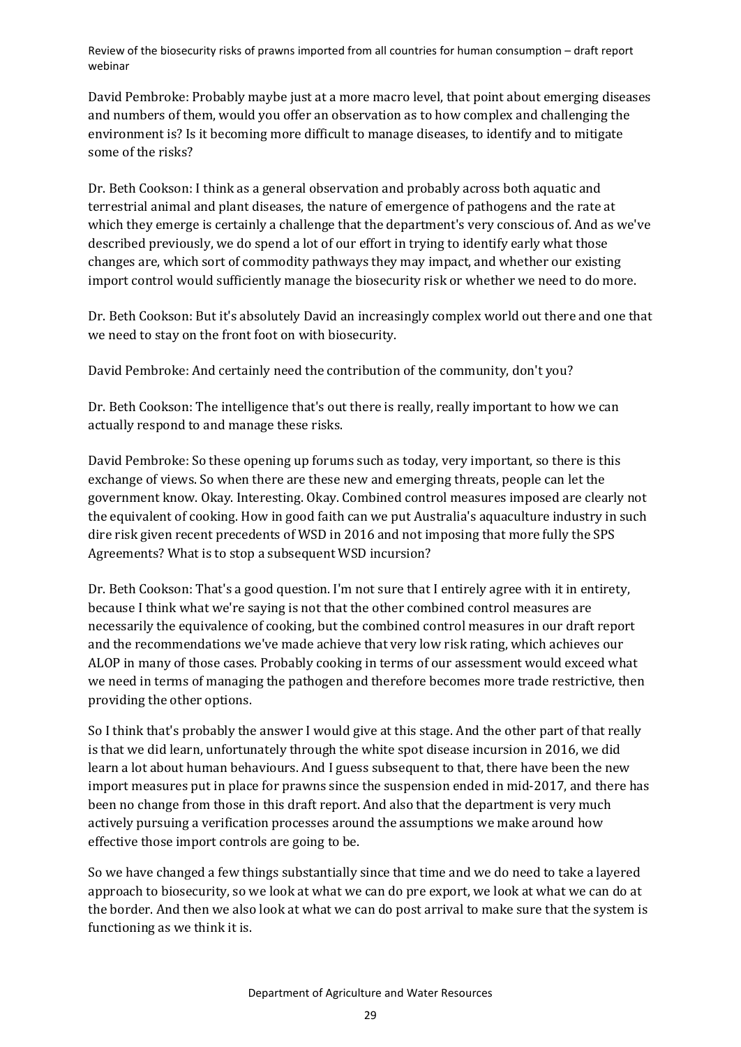David Pembroke: Probably maybe just at a more macro level, that point about emerging diseases and numbers of them, would you offer an observation as to how complex and challenging the environment is? Is it becoming more difficult to manage diseases, to identify and to mitigate some of the risks?

Dr. Beth Cookson: I think as a general observation and probably across both aquatic and terrestrial animal and plant diseases, the nature of emergence of pathogens and the rate at which they emerge is certainly a challenge that the department's very conscious of. And as we've described previously, we do spend a lot of our effort in trying to identify early what those changes are, which sort of commodity pathways they may impact, and whether our existing import control would sufficiently manage the biosecurity risk or whether we need to do more.

Dr. Beth Cookson: But it's absolutely David an increasingly complex world out there and one that we need to stay on the front foot on with biosecurity.

David Pembroke: And certainly need the contribution of the community, don't you?

Dr. Beth Cookson: The intelligence that's out there is really, really important to how we can actually respond to and manage these risks.

David Pembroke: So these opening up forums such as today, very important, so there is this exchange of views. So when there are these new and emerging threats, people can let the government know. Okay. Interesting. Okay. Combined control measures imposed are clearly not the equivalent of cooking. How in good faith can we put Australia's aquaculture industry in such dire risk given recent precedents of WSD in 2016 and not imposing that more fully the SPS Agreements? What is to stop a subsequent WSD incursion?

Dr. Beth Cookson: That's a good question. I'm not sure that I entirely agree with it in entirety, because I think what we're saying is not that the other combined control measures are necessarily the equivalence of cooking, but the combined control measures in our draft report and the recommendations we've made achieve that very low risk rating, which achieves our ALOP in many of those cases. Probably cooking in terms of our assessment would exceed what we need in terms of managing the pathogen and therefore becomes more trade restrictive, then providing the other options.

So I think that's probably the answer I would give at this stage. And the other part of that really is that we did learn, unfortunately through the white spot disease incursion in 2016, we did learn a lot about human behaviours. And I guess subsequent to that, there have been the new import measures put in place for prawns since the suspension ended in mid-2017, and there has been no change from those in this draft report. And also that the department is very much actively pursuing a verification processes around the assumptions we make around how effective those import controls are going to be.

So we have changed a few things substantially since that time and we do need to take a layered approach to biosecurity, so we look at what we can do pre export, we look at what we can do at the border. And then we also look at what we can do post arrival to make sure that the system is functioning as we think it is.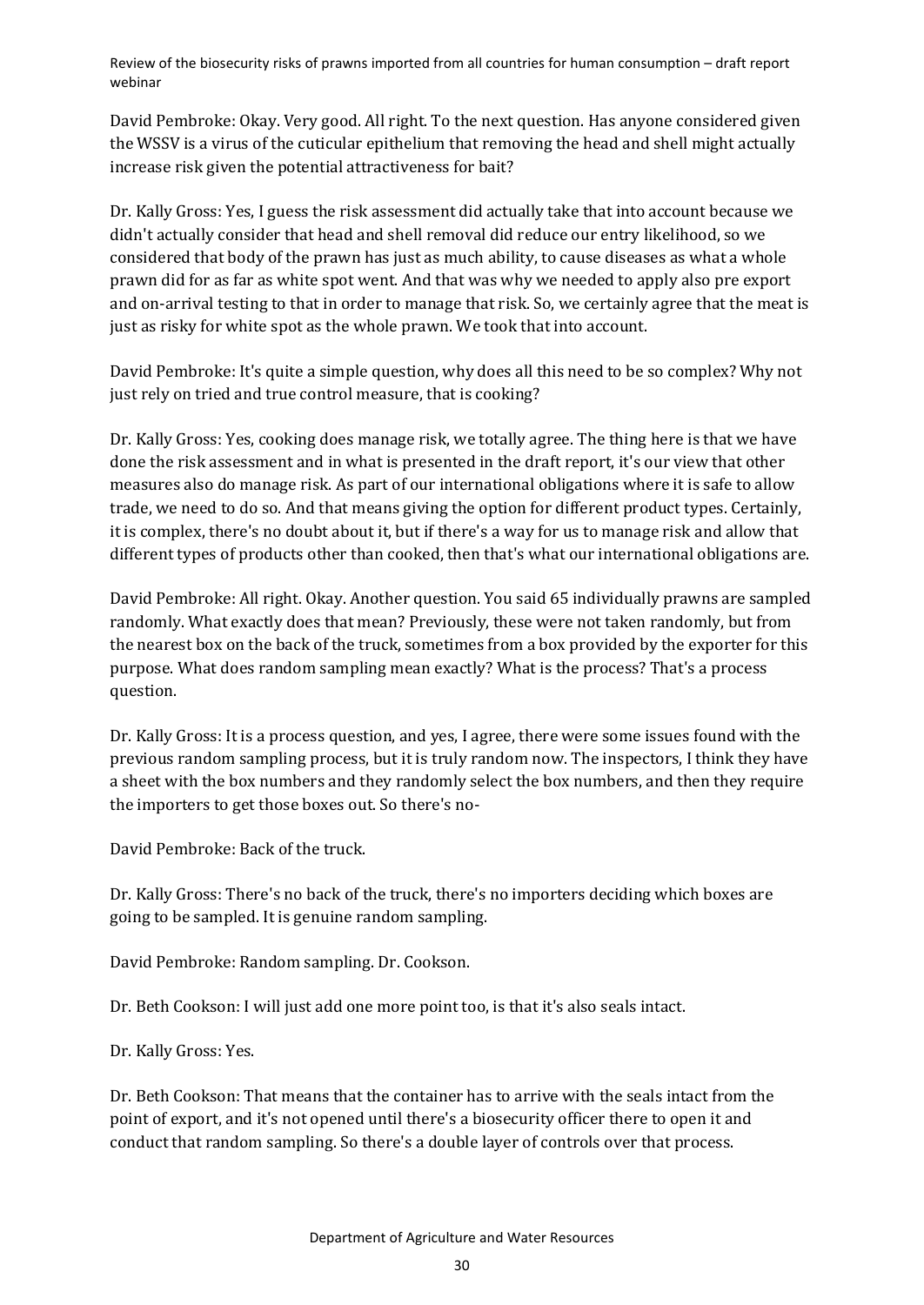David Pembroke: Okay. Very good. All right. To the next question. Has anyone considered given the WSSV is a virus of the cuticular epithelium that removing the head and shell might actually increase risk given the potential attractiveness for bait?

Dr. Kally Gross: Yes, I guess the risk assessment did actually take that into account because we didn't actually consider that head and shell removal did reduce our entry likelihood, so we considered that body of the prawn has just as much ability, to cause diseases as what a whole prawn did for as far as white spot went. And that was why we needed to apply also pre export and on-arrival testing to that in order to manage that risk. So, we certainly agree that the meat is just as risky for white spot as the whole prawn. We took that into account.

David Pembroke: It's quite a simple question, why does all this need to be so complex? Why not just rely on tried and true control measure, that is cooking?

Dr. Kally Gross: Yes, cooking does manage risk, we totally agree. The thing here is that we have done the risk assessment and in what is presented in the draft report, it's our view that other measures also do manage risk. As part of our international obligations where it is safe to allow trade, we need to do so. And that means giving the option for different product types. Certainly, it is complex, there's no doubt about it, but if there's a way for us to manage risk and allow that different types of products other than cooked, then that's what our international obligations are.

David Pembroke: All right. Okay. Another question. You said 65 individually prawns are sampled randomly. What exactly does that mean? Previously, these were not taken randomly, but from the nearest box on the back of the truck, sometimes from a box provided by the exporter for this purpose. What does random sampling mean exactly? What is the process? That's a process question.

Dr. Kally Gross: It is a process question, and yes, I agree, there were some issues found with the previous random sampling process, but it is truly random now. The inspectors, I think they have a sheet with the box numbers and they randomly select the box numbers, and then they require the importers to get those boxes out. So there's no-

David Pembroke: Back of the truck.

Dr. Kally Gross: There's no back of the truck, there's no importers deciding which boxes are going to be sampled. It is genuine random sampling.

David Pembroke: Random sampling. Dr. Cookson.

Dr. Beth Cookson: I will just add one more point too, is that it's also seals intact.

Dr. Kally Gross: Yes.

Dr. Beth Cookson: That means that the container has to arrive with the seals intact from the point of export, and it's not opened until there's a biosecurity officer there to open it and conduct that random sampling. So there's a double layer of controls over that process.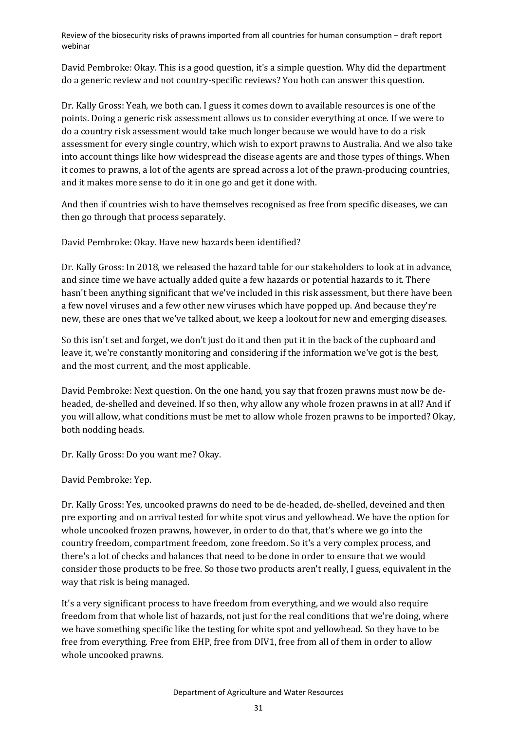David Pembroke: Okay. This is a good question, it's a simple question. Why did the department do a generic review and not country-specific reviews? You both can answer this question.

Dr. Kally Gross: Yeah, we both can. I guess it comes down to available resources is one of the points. Doing a generic risk assessment allows us to consider everything at once. If we were to do a country risk assessment would take much longer because we would have to do a risk assessment for every single country, which wish to export prawns to Australia. And we also take into account things like how widespread the disease agents are and those types of things. When it comes to prawns, a lot of the agents are spread across a lot of the prawn-producing countries, and it makes more sense to do it in one go and get it done with.

And then if countries wish to have themselves recognised as free from specific diseases, we can then go through that process separately.

David Pembroke: Okay. Have new hazards been identified?

Dr. Kally Gross: In 2018, we released the hazard table for our stakeholders to look at in advance, and since time we have actually added quite a few hazards or potential hazards to it. There hasn't been anything significant that we've included in this risk assessment, but there have been a few novel viruses and a few other new viruses which have popped up. And because they're new, these are ones that we've talked about, we keep a lookout for new and emerging diseases.

So this isn't set and forget, we don't just do it and then put it in the back of the cupboard and leave it, we're constantly monitoring and considering if the information we've got is the best, and the most current, and the most applicable.

David Pembroke: Next question. On the one hand, you say that frozen prawns must now be de-headed, de-shelled and deveined. If so then, why allow any whole frozen prawns in at all? And if you will allow, what conditions must be met to allow whole frozen prawns to be imported? Okay, both nodding heads.

Dr. Kally Gross: Do you want me? Okay.

David Pembroke: Yep.

Dr. Kally Gross: Yes, uncooked prawns do need to be de-headed, de-shelled, deveined and then pre exporting and on arrival tested for white spot virus and yellowhead. We have the option for whole uncooked frozen prawns, however, in order to do that, that's where we go into the country freedom, compartment freedom, zone freedom. So it's a very complex process, and there's a lot of checks and balances that need to be done in order to ensure that we would consider those products to be free. So those two products aren't really, I guess, equivalent in the way that risk is being managed.

It's a very significant process to have freedom from everything, and we would also require freedom from that whole list of hazards, not just for the real conditions that we're doing, where we have something specific like the testing for white spot and yellowhead. So they have to be free from everything. Free from EHP, free from DIV1, free from all of them in order to allow whole uncooked prawns.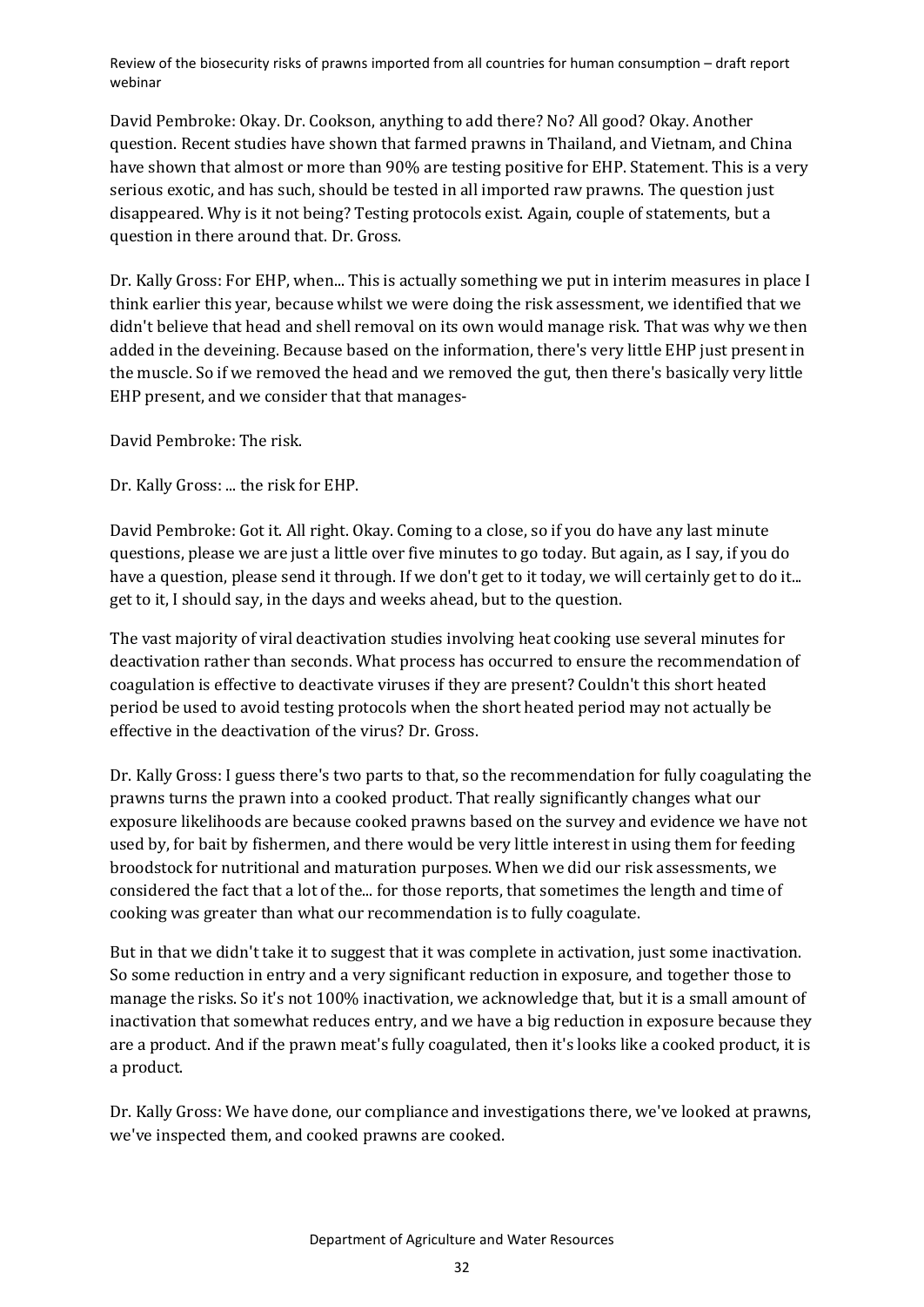David Pembroke: Okay. Dr. Cookson, anything to add there? No? All good? Okay. Another question. Recent studies have shown that farmed prawns in Thailand, and Vietnam, and China have shown that almost or more than 90% are testing positive for EHP. Statement. This is a very serious exotic, and has such, should be tested in all imported raw prawns. The question just disappeared. Why is it not being? Testing protocols exist. Again, couple of statements, but a question in there around that. Dr. Gross.

Dr. Kally Gross: For EHP, when... This is actually something we put in interim measures in place I think earlier this year, because whilst we were doing the risk assessment, we identified that we didn't believe that head and shell removal on its own would manage risk. That was why we then added in the deveining. Because based on the information, there's very little EHP just present in the muscle. So if we removed the head and we removed the gut, then there's basically very little EHP present, and we consider that that manages-

David Pembroke: The risk.

Dr. Kally Gross: ... the risk for EHP.

David Pembroke: Got it. All right. Okay. Coming to a close, so if you do have any last minute questions, please we are just a little over five minutes to go today. But again, as I say, if you do have a question, please send it through. If we don't get to it today, we will certainly get to do it... get to it, I should say, in the days and weeks ahead, but to the question.

The vast majority of viral deactivation studies involving heat cooking use several minutes for deactivation rather than seconds. What process has occurred to ensure the recommendation of coagulation is effective to deactivate viruses if they are present? Couldn't this short heated period be used to avoid testing protocols when the short heated period may not actually be effective in the deactivation of the virus? Dr. Gross.

Dr. Kally Gross: I guess there's two parts to that, so the recommendation for fully coagulating the prawns turns the prawn into a cooked product. That really significantly changes what our exposure likelihoods are because cooked prawns based on the survey and evidence we have not used by, for bait by fishermen, and there would be very little interest in using them for feeding broodstock for nutritional and maturation purposes. When we did our risk assessments, we considered the fact that a lot of the... for those reports, that sometimes the length and time of cooking was greater than what our recommendation is to fully coagulate.

But in that we didn't take it to suggest that it was complete in activation, just some inactivation. So some reduction in entry and a very significant reduction in exposure, and together those to manage the risks. So it's not 100% inactivation, we acknowledge that, but it is a small amount of inactivation that somewhat reduces entry, and we have a big reduction in exposure because they are a product. And if the prawn meat's fully coagulated, then it's looks like a cooked product, it is a product.

Dr. Kally Gross: We have done, our compliance and investigations there, we've looked at prawns, we've inspected them, and cooked prawns are cooked.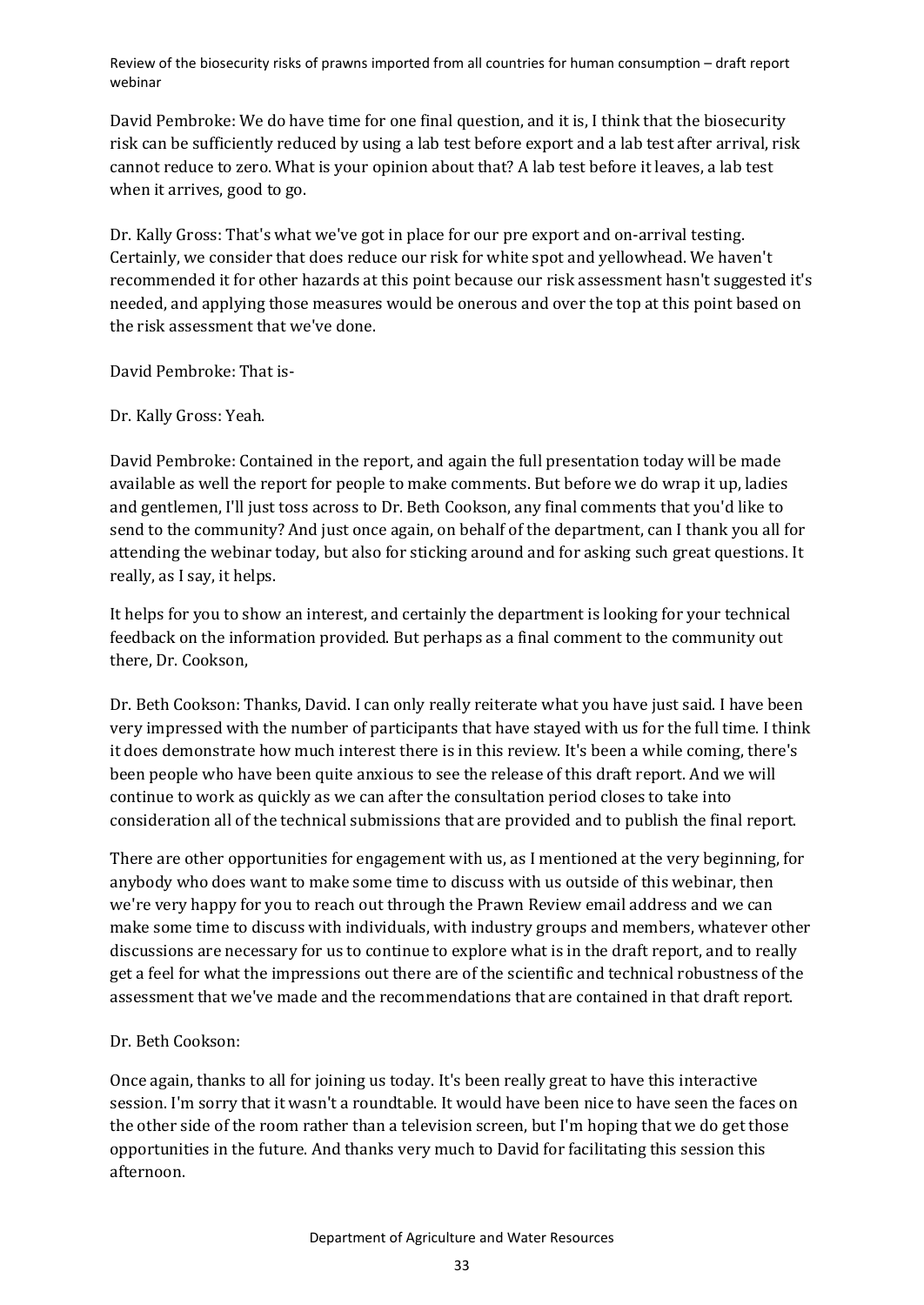David Pembroke: We do have time for one final question, and it is, I think that the biosecurity risk can be sufficiently reduced by using a lab test before export and a lab test after arrival, risk cannot reduce to zero. What is your opinion about that? A lab test before it leaves, a lab test when it arrives, good to go.

Dr. Kally Gross: That's what we've got in place for our pre export and on-arrival testing. Certainly, we consider that does reduce our risk for white spot and yellowhead. We haven't recommended it for other hazards at this point because our risk assessment hasn't suggested it's needed, and applying those measures would be onerous and over the top at this point based on the risk assessment that we've done.

David Pembroke: That is-

Dr. Kally Gross: Yeah.

David Pembroke: Contained in the report, and again the full presentation today will be made available as well the report for people to make comments. But before we do wrap it up, ladies and gentlemen, I'll just toss across to Dr. Beth Cookson, any final comments that you'd like to send to the community? And just once again, on behalf of the department, can I thank you all for attending the webinar today, but also for sticking around and for asking such great questions. It really, as I say, it helps.

It helps for you to show an interest, and certainly the department is looking for your technical feedback on the information provided. But perhaps as a final comment to the community out there, Dr. Cookson,

Dr. Beth Cookson: Thanks, David. I can only really reiterate what you have just said. I have been very impressed with the number of participants that have stayed with us for the full time. I think it does demonstrate how much interest there is in this review. It's been a while coming, there's been people who have been quite anxious to see the release of this draft report. And we will continue to work as quickly as we can after the consultation period closes to take into consideration all of the technical submissions that are provided and to publish the final report.

There are other opportunities for engagement with us, as I mentioned at the very beginning, for anybody who does want to make some time to discuss with us outside of this webinar, then we're very happy for you to reach out through the Prawn Review email address and we can make some time to discuss with individuals, with industry groups and members, whatever other discussions are necessary for us to continue to explore what is in the draft report, and to really get a feel for what the impressions out there are of the scientific and technical robustness of the assessment that we've made and the recommendations that are contained in that draft report.

Dr. Beth Cookson:

Once again, thanks to all for joining us today. It's been really great to have this interactive session. I'm sorry that it wasn't a roundtable. It would have been nice to have seen the faces on the other side of the room rather than a television screen, but I'm hoping that we do get those opportunities in the future. And thanks very much to David for facilitating this session this afternoon.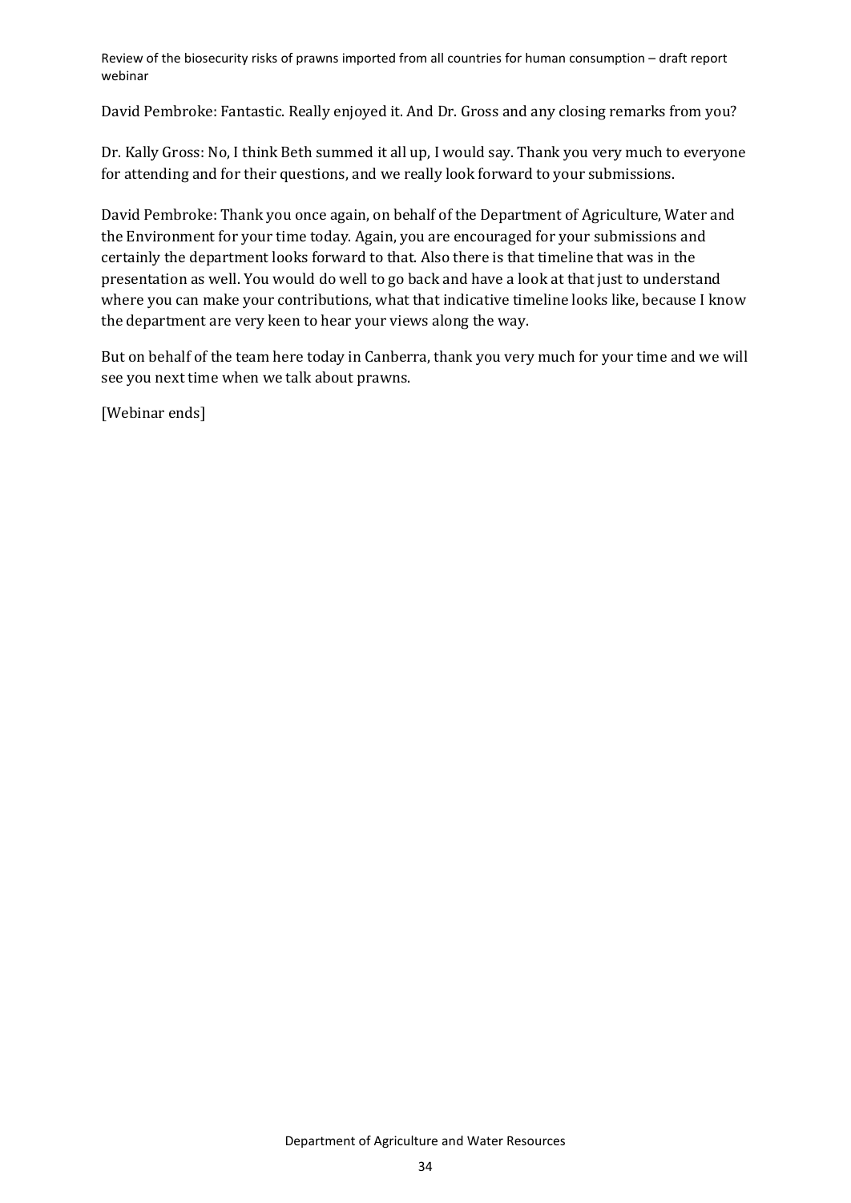David Pembroke: Fantastic. Really enjoyed it. And Dr. Gross and any closing remarks from you?

Dr. Kally Gross: No, I think Beth summed it all up, I would say. Thank you very much to everyone for attending and for their questions, and we really look forward to your submissions.

David Pembroke: Thank you once again, on behalf of the Department of Agriculture, Water and the Environment for your time today. Again, you are encouraged for your submissions and certainly the department looks forward to that. Also there is that timeline that was in the presentation as well. You would do well to go back and have a look at that just to understand where you can make your contributions, what that indicative timeline looks like, because I know the department are very keen to hear your views along the way.

But on behalf of the team here today in Canberra, thank you very much for your time and we will see you next time when we talk about prawns.

[Webinar ends]